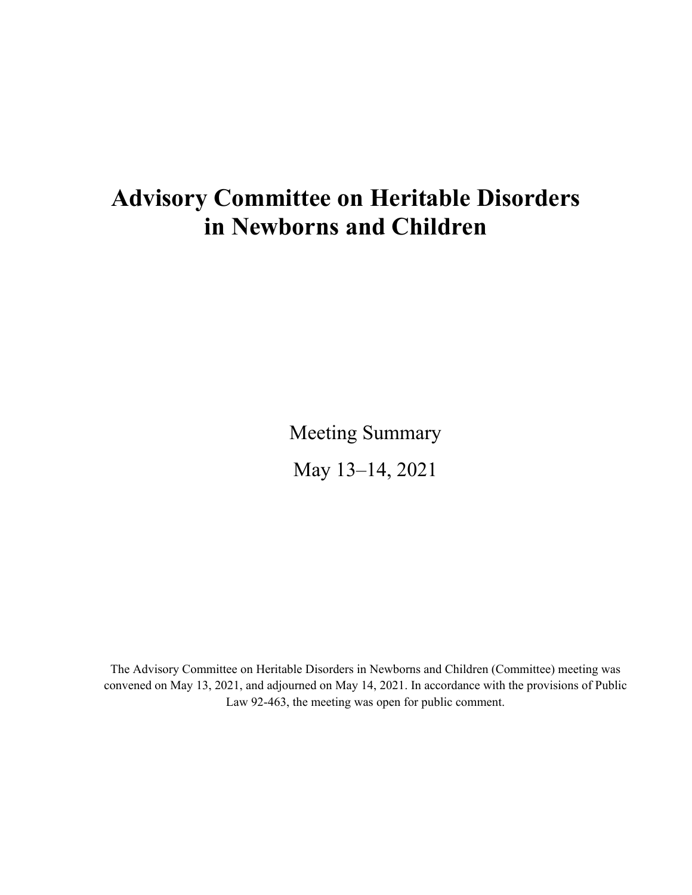# Advisory Committee on Heritable Disorders in Newborns and Children

Meeting Summary

May 13–14, 2021

The Advisory Committee on Heritable Disorders in Newborns and Children (Committee) meeting was convened on May 13, 2021, and adjourned on May 14, 2021. In accordance with the provisions of Public Law 92-463, the meeting was open for public comment.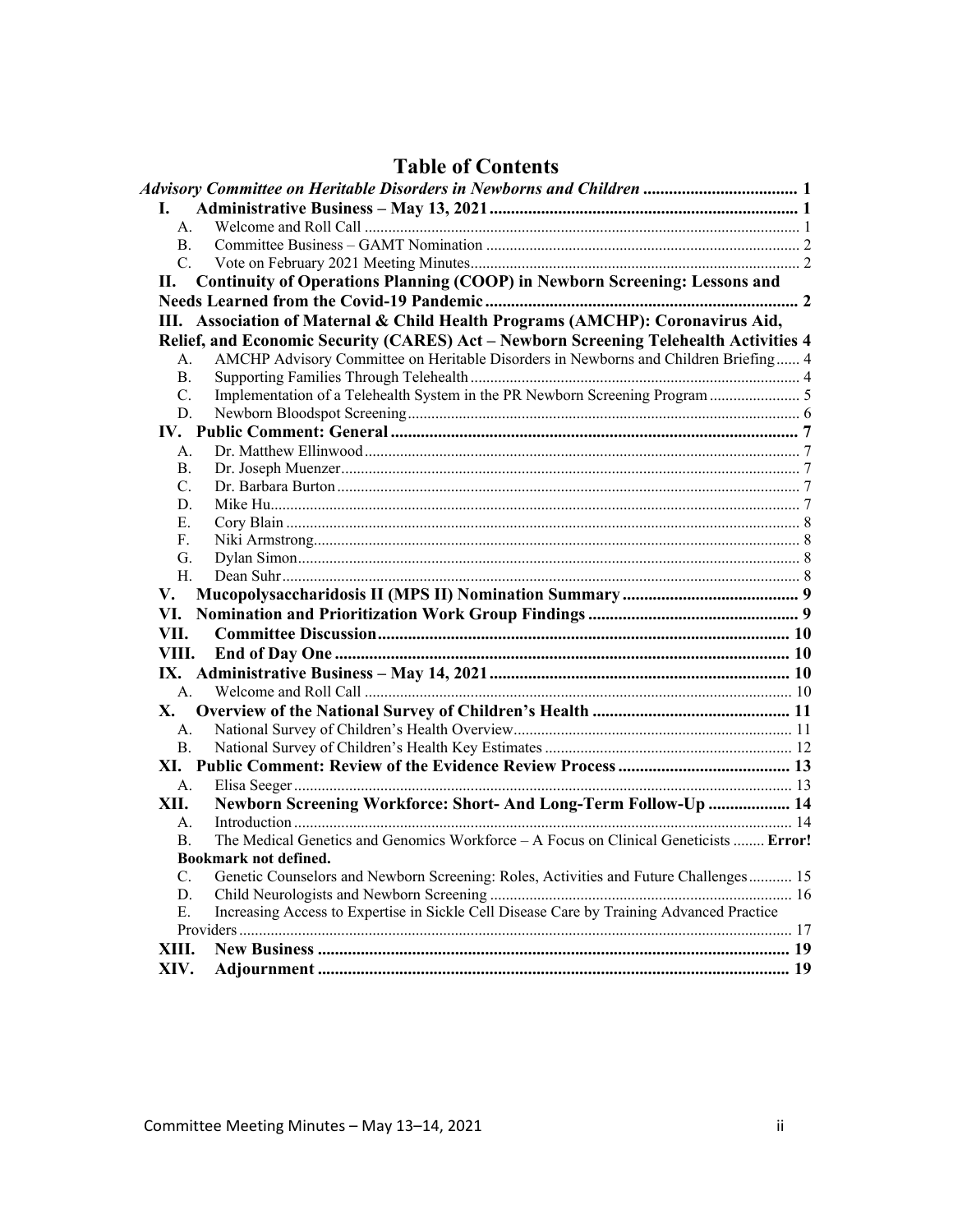# Table of Contents

*Advisory Committee on Heritable Disorders in Newborns and Children* .................................... 1

**I. Administrative Business – May 13, 2021** ....................................................................... 1

- A. Welcome and Roll Call ............................................................................................... 1
- B. Committee Business – GAMT Nomination ................................................................ 2
- C. Vote on February 2021 Meeting Minutes.................................................................... 2

**II. Continuity of Operations Planning (COOP) in Newborn Screening: Lessons and Needs Learned from the Covid-19 Pandemic** ........................................................................ 2

**III. Association of Maternal & Child Health Programs (AMCHP): Coronavirus Aid, Relief, and Economic Security (CARES) Act – Newborn Screening Telehealth Activities** 4

- A. AMCHP Advisory Committee on Heritable Disorders in Newborns and Children Briefing ...... 4
- B. Supporting Families Through Telehealth ................................................................... 4
- C. Implementation of a Telehealth System in the PR Newborn Screening Program ...................... 5
- D. Newborn Bloodspot Screening ................................................................................. 6

**IV. Public Comment: General** ............................................................................................. 7

- A. Dr. Matthew Ellinwood ............................................................................................. 7
- B. Dr. Joseph Muenzer.................................................................................................. 7
- C. Dr. Barbara Burton .................................................................................................. 7
- D. Mike Hu.................................................................................................................... 7
- E. Cory Blain ................................................................................................................ 8
- F. Niki Armstrong.......................................................................................................... 8
- G. Dylan Simon............................................................................................................. 8
- H. Dean Suhr ................................................................................................................ 8

**V. Mucopolysaccharidosis II (MPS II) Nomination Summary** ......................................... 9

**VI. Nomination and Prioritization Work Group Findings** ................................................. 9

**VII. Committee Discussion** ............................................................................................... 10

**VIII. End of Day One** ........................................................................................................ 10

**IX. Administrative Business – May 14, 2021** ..................................................................... 10

- A. Welcome and Roll Call ........................................................................................... 10

**X. Overview of the National Survey of Children's Health** ............................................. 11

- A. National Survey of Children's Health Overview...................................................... 11
- B. National Survey of Children's Health Key Estimates .............................................. 12

**XI. Public Comment: Review of the Evidence Review Process** ........................................ 13

- A. Elisa Seeger ............................................................................................................. 13

**XII. Newborn Screening Workforce: Short- And Long-Term Follow-Up** ........................ 14

- A. Introduction ............................................................................................................. 14
- B. The Medical Genetics and Genomics Workforce – A Focus on Clinical Geneticists ........ **Error! Bookmark not defined.**
- C. Genetic Counselors and Newborn Screening: Roles, Activities and Future Challenges........... 15
- D. Child Neurologists and Newborn Screening ............................................................ 16
- E. Increasing Access to Expertise in Sickle Cell Disease Care by Training Advanced Practice Providers .......................................................................................................... 17

**XIII. New Business** ............................................................................................................. 19

**XIV. Adjournment** ............................................................................................................. 19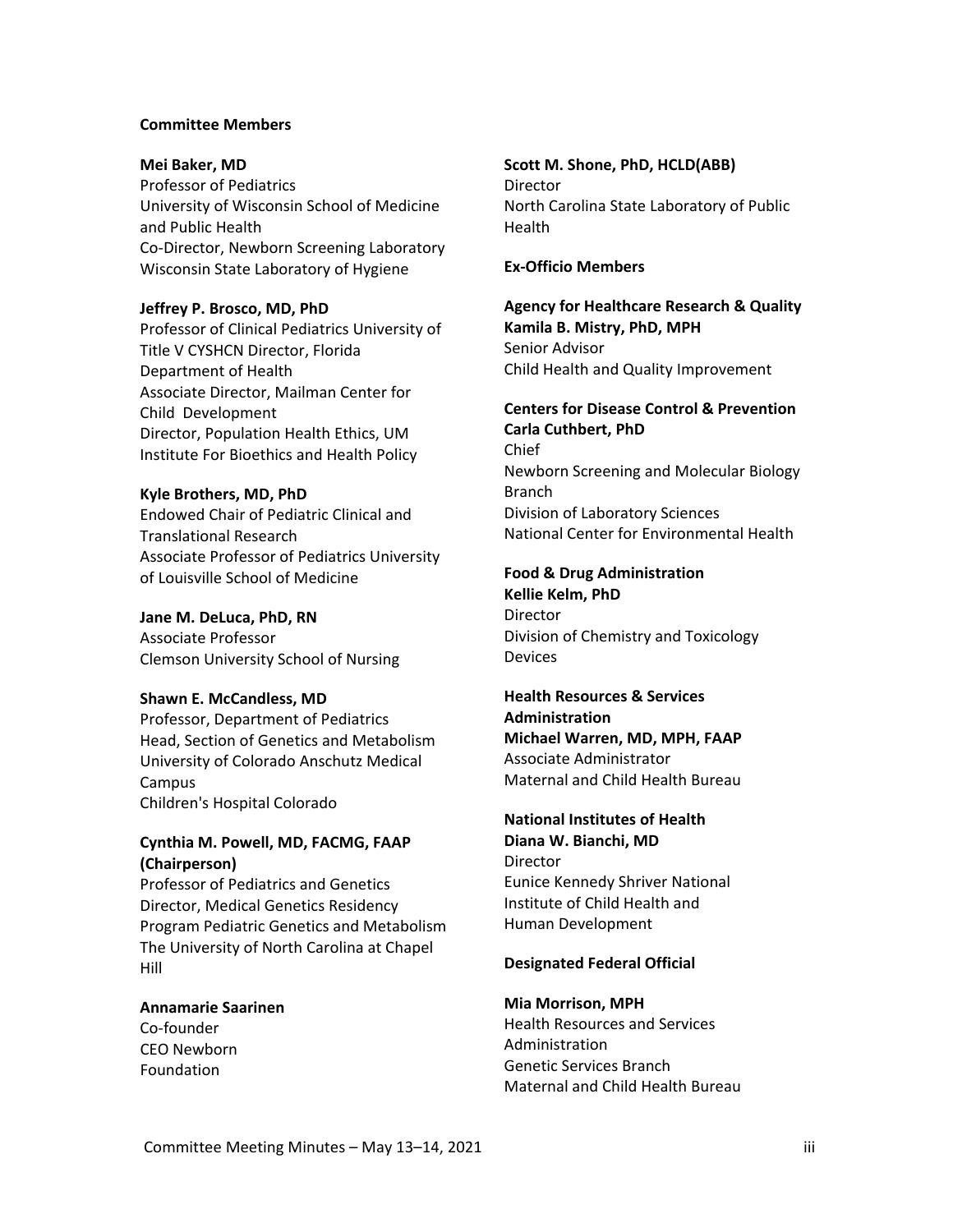**Committee Members**

**Mei Baker, MD**
Professor of Pediatrics
University of Wisconsin School of Medicine and Public Health
Co-Director, Newborn Screening Laboratory
Wisconsin State Laboratory of Hygiene

**Jeffrey P. Brosco, MD, PhD**
Professor of Clinical Pediatrics University of Title V CYSHCN Director, Florida Department of Health
Associate Director, Mailman Center for Child Development
Director, Population Health Ethics, UM Institute For Bioethics and Health Policy

**Kyle Brothers, MD, PhD**
Endowed Chair of Pediatric Clinical and Translational Research
Associate Professor of Pediatrics University of Louisville School of Medicine

**Jane M. DeLuca, PhD, RN**
Associate Professor
Clemson University School of Nursing

**Shawn E. McCandless, MD**
Professor, Department of Pediatrics
Head, Section of Genetics and Metabolism
University of Colorado Anschutz Medical Campus
Children's Hospital Colorado

**Cynthia M. Powell, MD, FACMG, FAAP (Chairperson)**
Professor of Pediatrics and Genetics
Director, Medical Genetics Residency Program Pediatric Genetics and Metabolism
The University of North Carolina at Chapel Hill

**Annamarie Saarinen**
Co-founder
CEO Newborn Foundation

**Scott M. Shone, PhD, HCLD(ABB)**
Director
North Carolina State Laboratory of Public Health

**Ex-Officio Members**

**Agency for Healthcare Research & Quality**
**Kamila B. Mistry, PhD, MPH**
Senior Advisor
Child Health and Quality Improvement

**Centers for Disease Control & Prevention**
**Carla Cuthbert, PhD**
Chief
Newborn Screening and Molecular Biology Branch
Division of Laboratory Sciences
National Center for Environmental Health

**Food & Drug Administration**
**Kellie Kelm, PhD**
Director
Division of Chemistry and Toxicology Devices

**Health Resources & Services Administration**
**Michael Warren, MD, MPH, FAAP**
Associate Administrator
Maternal and Child Health Bureau

**National Institutes of Health**
**Diana W. Bianchi, MD**
Director
Eunice Kennedy Shriver National Institute of Child Health and Human Development

**Designated Federal Official**

**Mia Morrison, MPH**
Health Resources and Services Administration
Genetic Services Branch
Maternal and Child Health Bureau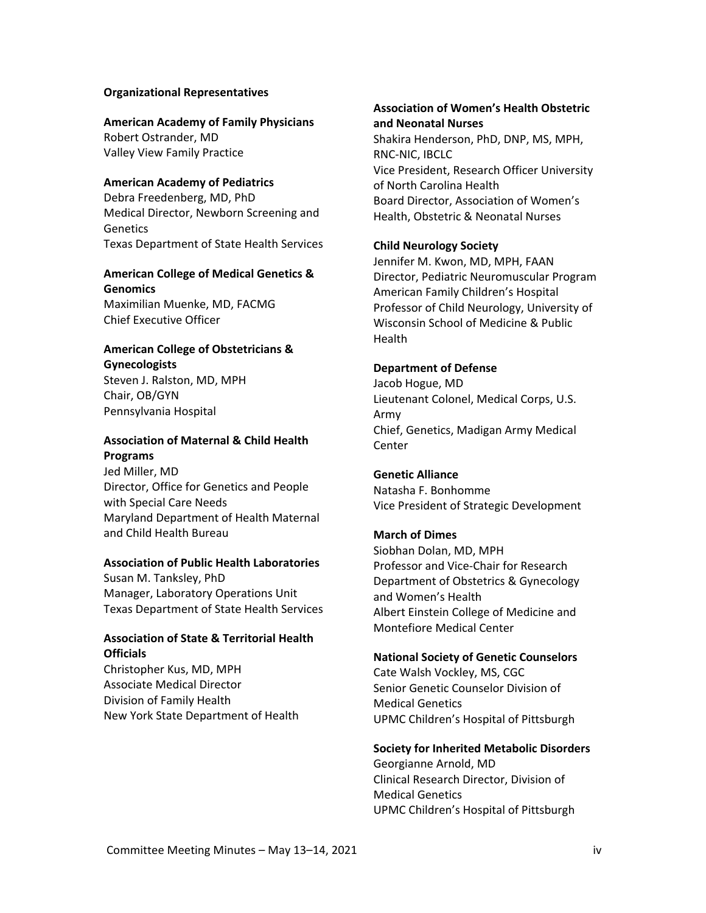**Organizational Representatives**

**American Academy of Family Physicians**
Robert Ostrander, MD
Valley View Family Practice

**American Academy of Pediatrics**
Debra Freedenberg, MD, PhD
Medical Director, Newborn Screening and Genetics
Texas Department of State Health Services

**American College of Medical Genetics & Genomics**
Maximilian Muenke, MD, FACMG
Chief Executive Officer

**American College of Obstetricians & Gynecologists**
Steven J. Ralston, MD, MPH
Chair, OB/GYN
Pennsylvania Hospital

**Association of Maternal & Child Health Programs**
Jed Miller, MD
Director, Office for Genetics and People with Special Care Needs
Maryland Department of Health Maternal and Child Health Bureau

**Association of Public Health Laboratories**
Susan M. Tanksley, PhD
Manager, Laboratory Operations Unit
Texas Department of State Health Services

**Association of State & Territorial Health Officials**
Christopher Kus, MD, MPH
Associate Medical Director
Division of Family Health
New York State Department of Health

**Association of Women's Health Obstetric and Neonatal Nurses**
Shakira Henderson, PhD, DNP, MS, MPH, RNC-NIC, IBCLC
Vice President, Research Officer University of North Carolina Health
Board Director, Association of Women's Health, Obstetric & Neonatal Nurses

**Child Neurology Society**
Jennifer M. Kwon, MD, MPH, FAAN
Director, Pediatric Neuromuscular Program
American Family Children's Hospital
Professor of Child Neurology, University of Wisconsin School of Medicine & Public Health

**Department of Defense**
Jacob Hogue, MD
Lieutenant Colonel, Medical Corps, U.S. Army
Chief, Genetics, Madigan Army Medical Center

**Genetic Alliance**
Natasha F. Bonhomme
Vice President of Strategic Development

**March of Dimes**
Siobhan Dolan, MD, MPH
Professor and Vice-Chair for Research
Department of Obstetrics & Gynecology and Women's Health
Albert Einstein College of Medicine and Montefiore Medical Center

**National Society of Genetic Counselors**
Cate Walsh Vockley, MS, CGC
Senior Genetic Counselor Division of Medical Genetics
UPMC Children's Hospital of Pittsburgh

**Society for Inherited Metabolic Disorders**
Georgianne Arnold, MD
Clinical Research Director, Division of Medical Genetics
UPMC Children's Hospital of Pittsburgh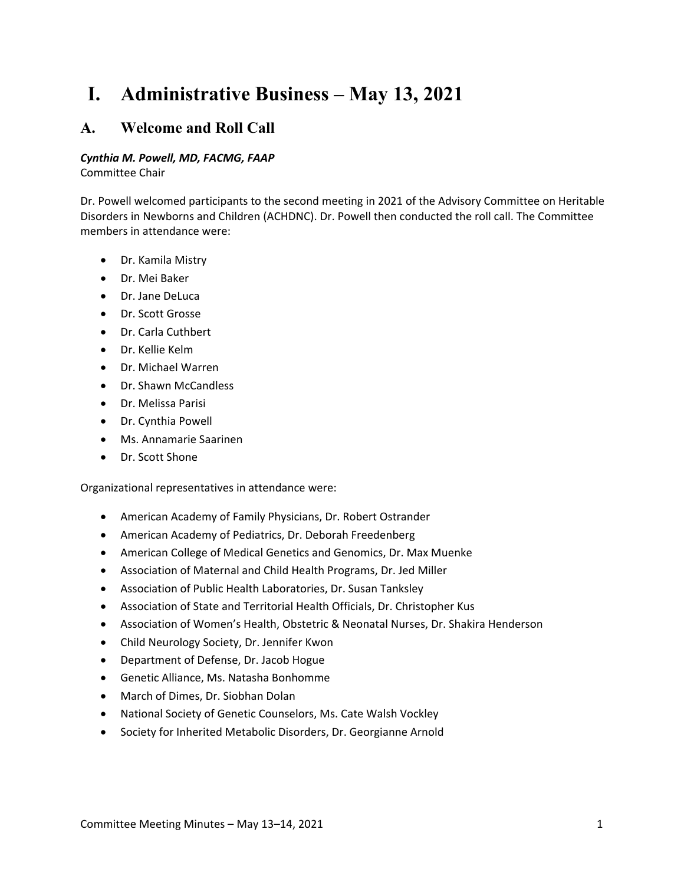# I. Administrative Business – May 13, 2021

## A. Welcome and Roll Call

***Cynthia M. Powell, MD, FACMG, FAAP***
Committee Chair

Dr. Powell welcomed participants to the second meeting in 2021 of the Advisory Committee on Heritable Disorders in Newborns and Children (ACHDNC). Dr. Powell then conducted the roll call. The Committee members in attendance were:

- Dr. Kamila Mistry
- Dr. Mei Baker
- Dr. Jane DeLuca
- Dr. Scott Grosse
- Dr. Carla Cuthbert
- Dr. Kellie Kelm
- Dr. Michael Warren
- Dr. Shawn McCandless
- Dr. Melissa Parisi
- Dr. Cynthia Powell
- Ms. Annamarie Saarinen
- Dr. Scott Shone

Organizational representatives in attendance were:

- American Academy of Family Physicians, Dr. Robert Ostrander
- American Academy of Pediatrics, Dr. Deborah Freedenberg
- American College of Medical Genetics and Genomics, Dr. Max Muenke
- Association of Maternal and Child Health Programs, Dr. Jed Miller
- Association of Public Health Laboratories, Dr. Susan Tanksley
- Association of State and Territorial Health Officials, Dr. Christopher Kus
- Association of Women's Health, Obstetric & Neonatal Nurses, Dr. Shakira Henderson
- Child Neurology Society, Dr. Jennifer Kwon
- Department of Defense, Dr. Jacob Hogue
- Genetic Alliance, Ms. Natasha Bonhomme
- March of Dimes, Dr. Siobhan Dolan
- National Society of Genetic Counselors, Ms. Cate Walsh Vockley
- Society for Inherited Metabolic Disorders, Dr. Georgianne Arnold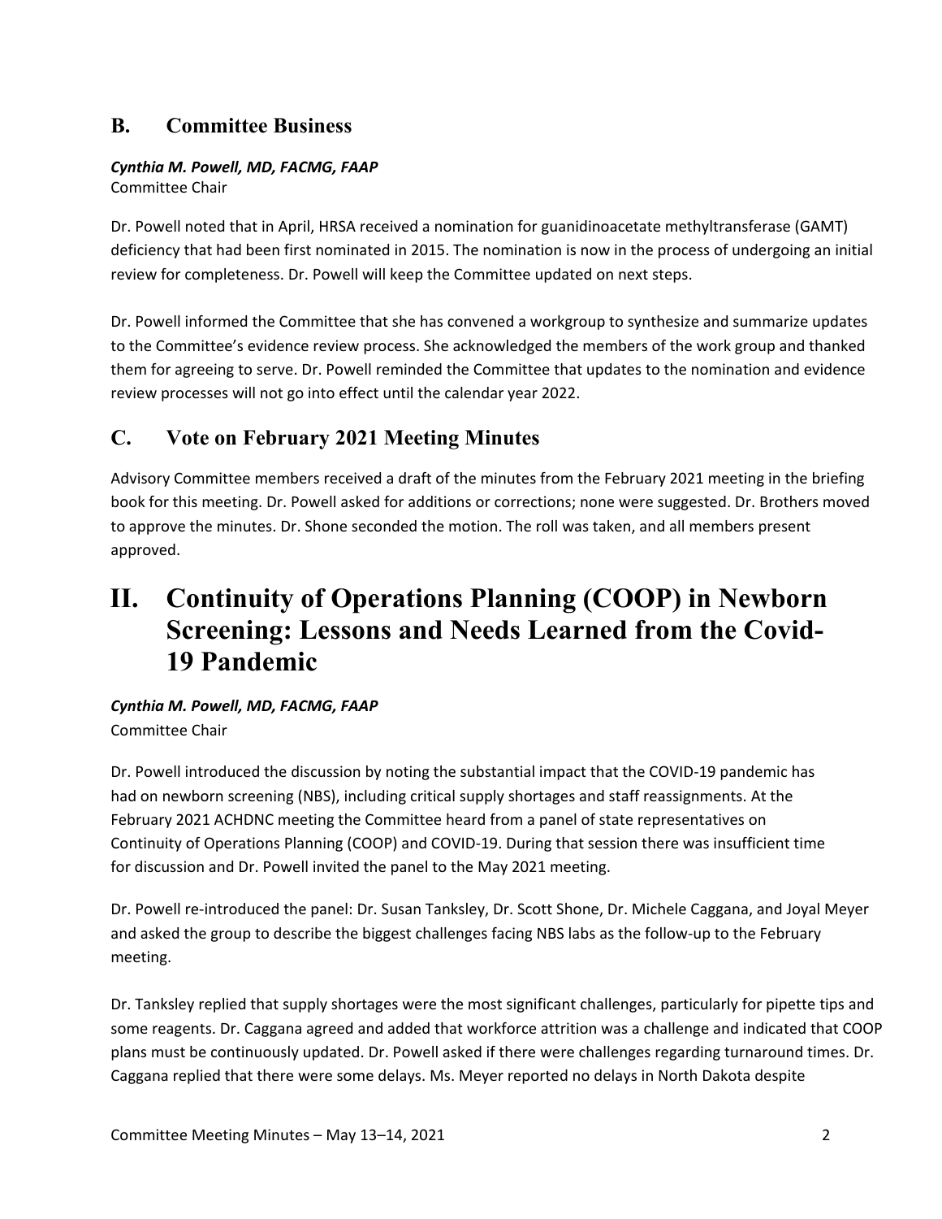## B. Committee Business

***Cynthia M. Powell, MD, FACMG, FAAP***
Committee Chair

Dr. Powell noted that in April, HRSA received a nomination for guanidinoacetate methyltransferase (GAMT) deficiency that had been first nominated in 2015. The nomination is now in the process of undergoing an initial review for completeness. Dr. Powell will keep the Committee updated on next steps.

Dr. Powell informed the Committee that she has convened a workgroup to synthesize and summarize updates to the Committee's evidence review process. She acknowledged the members of the work group and thanked them for agreeing to serve. Dr. Powell reminded the Committee that updates to the nomination and evidence review processes will not go into effect until the calendar year 2022.

## C. Vote on February 2021 Meeting Minutes

Advisory Committee members received a draft of the minutes from the February 2021 meeting in the briefing book for this meeting. Dr. Powell asked for additions or corrections; none were suggested. Dr. Brothers moved to approve the minutes. Dr. Shone seconded the motion. The roll was taken, and all members present approved.

# II. Continuity of Operations Planning (COOP) in Newborn Screening: Lessons and Needs Learned from the Covid-19 Pandemic

***Cynthia M. Powell, MD, FACMG, FAAP***
Committee Chair

Dr. Powell introduced the discussion by noting the substantial impact that the COVID-19 pandemic has had on newborn screening (NBS), including critical supply shortages and staff reassignments. At the February 2021 ACHDNC meeting the Committee heard from a panel of state representatives on Continuity of Operations Planning (COOP) and COVID-19. During that session there was insufficient time for discussion and Dr. Powell invited the panel to the May 2021 meeting.

Dr. Powell re-introduced the panel: Dr. Susan Tanksley, Dr. Scott Shone, Dr. Michele Caggana, and Joyal Meyer and asked the group to describe the biggest challenges facing NBS labs as the follow-up to the February meeting.

Dr. Tanksley replied that supply shortages were the most significant challenges, particularly for pipette tips and some reagents. Dr. Caggana agreed and added that workforce attrition was a challenge and indicated that COOP plans must be continuously updated. Dr. Powell asked if there were challenges regarding turnaround times. Dr. Caggana replied that there were some delays. Ms. Meyer reported no delays in North Dakota despite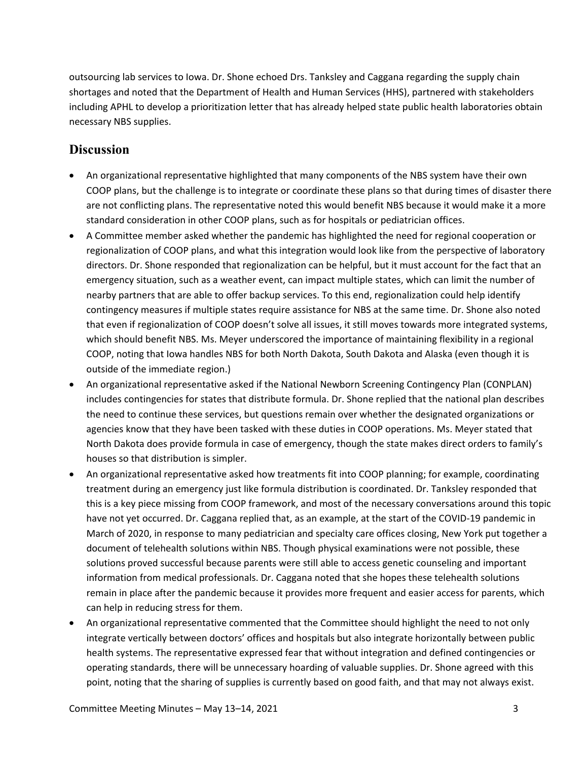outsourcing lab services to Iowa. Dr. Shone echoed Drs. Tanksley and Caggana regarding the supply chain shortages and noted that the Department of Health and Human Services (HHS), partnered with stakeholders including APHL to develop a prioritization letter that has already helped state public health laboratories obtain necessary NBS supplies.

## Discussion

- An organizational representative highlighted that many components of the NBS system have their own COOP plans, but the challenge is to integrate or coordinate these plans so that during times of disaster there are not conflicting plans. The representative noted this would benefit NBS because it would make it a more standard consideration in other COOP plans, such as for hospitals or pediatrician offices.
- A Committee member asked whether the pandemic has highlighted the need for regional cooperation or regionalization of COOP plans, and what this integration would look like from the perspective of laboratory directors. Dr. Shone responded that regionalization can be helpful, but it must account for the fact that an emergency situation, such as a weather event, can impact multiple states, which can limit the number of nearby partners that are able to offer backup services. To this end, regionalization could help identify contingency measures if multiple states require assistance for NBS at the same time. Dr. Shone also noted that even if regionalization of COOP doesn't solve all issues, it still moves towards more integrated systems, which should benefit NBS. Ms. Meyer underscored the importance of maintaining flexibility in a regional COOP, noting that Iowa handles NBS for both North Dakota, South Dakota and Alaska (even though it is outside of the immediate region.)
- An organizational representative asked if the National Newborn Screening Contingency Plan (CONPLAN) includes contingencies for states that distribute formula. Dr. Shone replied that the national plan describes the need to continue these services, but questions remain over whether the designated organizations or agencies know that they have been tasked with these duties in COOP operations. Ms. Meyer stated that North Dakota does provide formula in case of emergency, though the state makes direct orders to family's houses so that distribution is simpler.
- An organizational representative asked how treatments fit into COOP planning; for example, coordinating treatment during an emergency just like formula distribution is coordinated. Dr. Tanksley responded that this is a key piece missing from COOP framework, and most of the necessary conversations around this topic have not yet occurred. Dr. Caggana replied that, as an example, at the start of the COVID-19 pandemic in March of 2020, in response to many pediatrician and specialty care offices closing, New York put together a document of telehealth solutions within NBS. Though physical examinations were not possible, these solutions proved successful because parents were still able to access genetic counseling and important information from medical professionals. Dr. Caggana noted that she hopes these telehealth solutions remain in place after the pandemic because it provides more frequent and easier access for parents, which can help in reducing stress for them.
- An organizational representative commented that the Committee should highlight the need to not only integrate vertically between doctors' offices and hospitals but also integrate horizontally between public health systems. The representative expressed fear that without integration and defined contingencies or operating standards, there will be unnecessary hoarding of valuable supplies. Dr. Shone agreed with this point, noting that the sharing of supplies is currently based on good faith, and that may not always exist.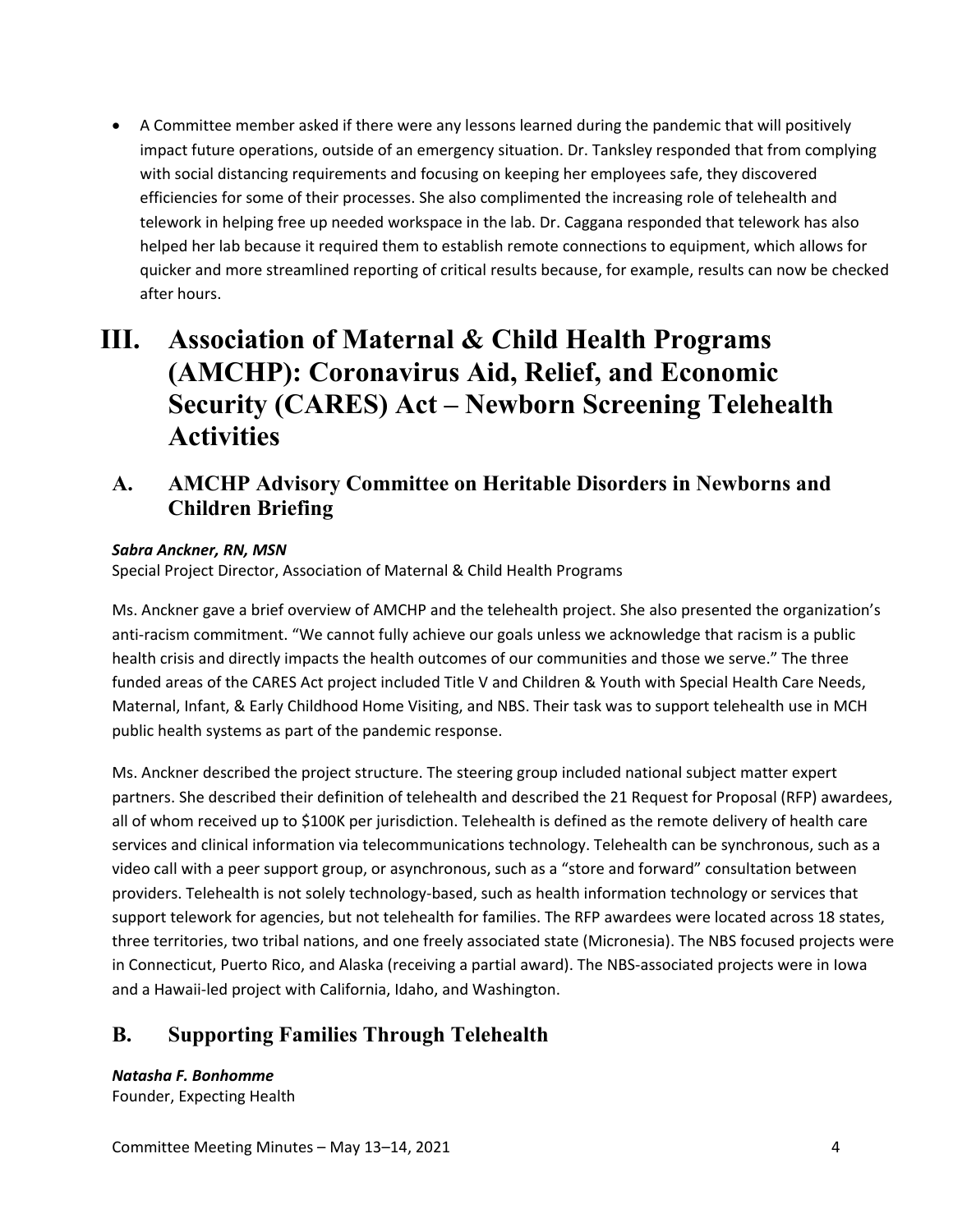- A Committee member asked if there were any lessons learned during the pandemic that will positively impact future operations, outside of an emergency situation. Dr. Tanksley responded that from complying with social distancing requirements and focusing on keeping her employees safe, they discovered efficiencies for some of their processes. She also complimented the increasing role of telehealth and telework in helping free up needed workspace in the lab. Dr. Caggana responded that telework has also helped her lab because it required them to establish remote connections to equipment, which allows for quicker and more streamlined reporting of critical results because, for example, results can now be checked after hours.

# III. Association of Maternal & Child Health Programs (AMCHP): Coronavirus Aid, Relief, and Economic Security (CARES) Act – Newborn Screening Telehealth Activities

## A. AMCHP Advisory Committee on Heritable Disorders in Newborns and Children Briefing

***Sabra Anckner, RN, MSN***
Special Project Director, Association of Maternal & Child Health Programs

Ms. Anckner gave a brief overview of AMCHP and the telehealth project. She also presented the organization's anti-racism commitment. "We cannot fully achieve our goals unless we acknowledge that racism is a public health crisis and directly impacts the health outcomes of our communities and those we serve." The three funded areas of the CARES Act project included Title V and Children & Youth with Special Health Care Needs, Maternal, Infant, & Early Childhood Home Visiting, and NBS. Their task was to support telehealth use in MCH public health systems as part of the pandemic response.

Ms. Anckner described the project structure. The steering group included national subject matter expert partners. She described their definition of telehealth and described the 21 Request for Proposal (RFP) awardees, all of whom received up to $100K per jurisdiction. Telehealth is defined as the remote delivery of health care services and clinical information via telecommunications technology. Telehealth can be synchronous, such as a video call with a peer support group, or asynchronous, such as a "store and forward" consultation between providers. Telehealth is not solely technology-based, such as health information technology or services that support telework for agencies, but not telehealth for families. The RFP awardees were located across 18 states, three territories, two tribal nations, and one freely associated state (Micronesia). The NBS focused projects were in Connecticut, Puerto Rico, and Alaska (receiving a partial award). The NBS-associated projects were in Iowa and a Hawaii-led project with California, Idaho, and Washington.

## B. Supporting Families Through Telehealth

***Natasha F. Bonhomme***
Founder, Expecting Health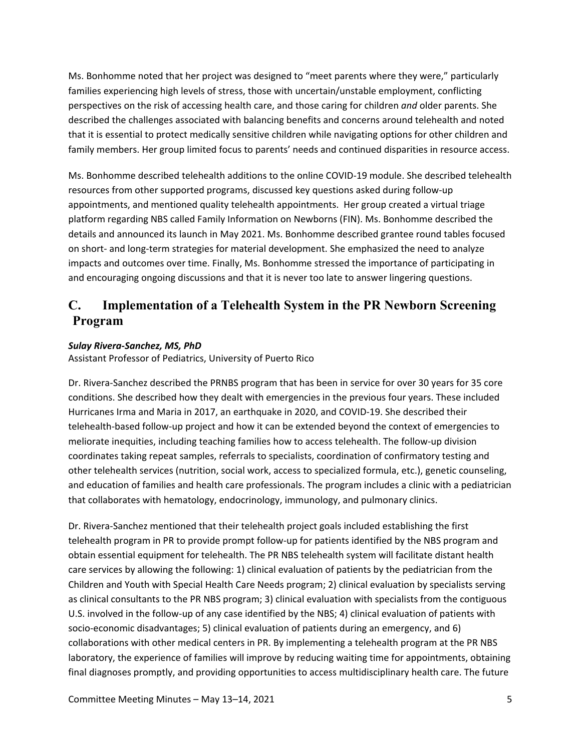Ms. Bonhomme noted that her project was designed to "meet parents where they were," particularly families experiencing high levels of stress, those with uncertain/unstable employment, conflicting perspectives on the risk of accessing health care, and those caring for children *and* older parents. She described the challenges associated with balancing benefits and concerns around telehealth and noted that it is essential to protect medically sensitive children while navigating options for other children and family members. Her group limited focus to parents' needs and continued disparities in resource access.

Ms. Bonhomme described telehealth additions to the online COVID-19 module. She described telehealth resources from other supported programs, discussed key questions asked during follow-up appointments, and mentioned quality telehealth appointments. Her group created a virtual triage platform regarding NBS called Family Information on Newborns (FIN). Ms. Bonhomme described the details and announced its launch in May 2021. Ms. Bonhomme described grantee round tables focused on short- and long-term strategies for material development. She emphasized the need to analyze impacts and outcomes over time. Finally, Ms. Bonhomme stressed the importance of participating in and encouraging ongoing discussions and that it is never too late to answer lingering questions.

## C. Implementation of a Telehealth System in the PR Newborn Screening Program

***Sulay Rivera-Sanchez, MS, PhD***
Assistant Professor of Pediatrics, University of Puerto Rico

Dr. Rivera-Sanchez described the PRNBS program that has been in service for over 30 years for 35 core conditions. She described how they dealt with emergencies in the previous four years. These included Hurricanes Irma and Maria in 2017, an earthquake in 2020, and COVID-19. She described their telehealth-based follow-up project and how it can be extended beyond the context of emergencies to meliorate inequities, including teaching families how to access telehealth. The follow-up division coordinates taking repeat samples, referrals to specialists, coordination of confirmatory testing and other telehealth services (nutrition, social work, access to specialized formula, etc.), genetic counseling, and education of families and health care professionals. The program includes a clinic with a pediatrician that collaborates with hematology, endocrinology, immunology, and pulmonary clinics.

Dr. Rivera-Sanchez mentioned that their telehealth project goals included establishing the first telehealth program in PR to provide prompt follow-up for patients identified by the NBS program and obtain essential equipment for telehealth. The PR NBS telehealth system will facilitate distant health care services by allowing the following: 1) clinical evaluation of patients by the pediatrician from the Children and Youth with Special Health Care Needs program; 2) clinical evaluation by specialists serving as clinical consultants to the PR NBS program; 3) clinical evaluation with specialists from the contiguous U.S. involved in the follow-up of any case identified by the NBS; 4) clinical evaluation of patients with socio-economic disadvantages; 5) clinical evaluation of patients during an emergency, and 6) collaborations with other medical centers in PR. By implementing a telehealth program at the PR NBS laboratory, the experience of families will improve by reducing waiting time for appointments, obtaining final diagnoses promptly, and providing opportunities to access multidisciplinary health care. The future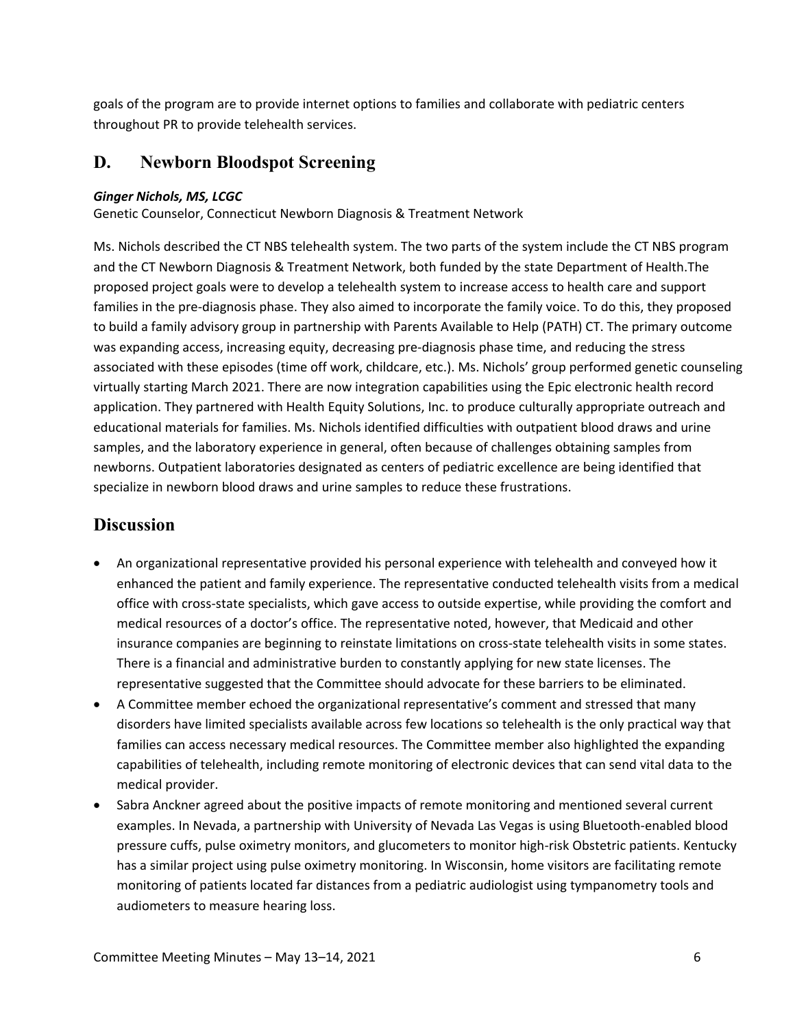goals of the program are to provide internet options to families and collaborate with pediatric centers throughout PR to provide telehealth services.

## D. Newborn Bloodspot Screening

***Ginger Nichols, MS, LCGC***
Genetic Counselor, Connecticut Newborn Diagnosis & Treatment Network

Ms. Nichols described the CT NBS telehealth system. The two parts of the system include the CT NBS program and the CT Newborn Diagnosis & Treatment Network, both funded by the state Department of Health.The proposed project goals were to develop a telehealth system to increase access to health care and support families in the pre-diagnosis phase. They also aimed to incorporate the family voice. To do this, they proposed to build a family advisory group in partnership with Parents Available to Help (PATH) CT. The primary outcome was expanding access, increasing equity, decreasing pre-diagnosis phase time, and reducing the stress associated with these episodes (time off work, childcare, etc.). Ms. Nichols' group performed genetic counseling virtually starting March 2021. There are now integration capabilities using the Epic electronic health record application. They partnered with Health Equity Solutions, Inc. to produce culturally appropriate outreach and educational materials for families. Ms. Nichols identified difficulties with outpatient blood draws and urine samples, and the laboratory experience in general, often because of challenges obtaining samples from newborns. Outpatient laboratories designated as centers of pediatric excellence are being identified that specialize in newborn blood draws and urine samples to reduce these frustrations.

## Discussion

- An organizational representative provided his personal experience with telehealth and conveyed how it enhanced the patient and family experience. The representative conducted telehealth visits from a medical office with cross-state specialists, which gave access to outside expertise, while providing the comfort and medical resources of a doctor's office. The representative noted, however, that Medicaid and other insurance companies are beginning to reinstate limitations on cross-state telehealth visits in some states. There is a financial and administrative burden to constantly applying for new state licenses. The representative suggested that the Committee should advocate for these barriers to be eliminated.
- A Committee member echoed the organizational representative's comment and stressed that many disorders have limited specialists available across few locations so telehealth is the only practical way that families can access necessary medical resources. The Committee member also highlighted the expanding capabilities of telehealth, including remote monitoring of electronic devices that can send vital data to the medical provider.
- Sabra Anckner agreed about the positive impacts of remote monitoring and mentioned several current examples. In Nevada, a partnership with University of Nevada Las Vegas is using Bluetooth-enabled blood pressure cuffs, pulse oximetry monitors, and glucometers to monitor high-risk Obstetric patients. Kentucky has a similar project using pulse oximetry monitoring. In Wisconsin, home visitors are facilitating remote monitoring of patients located far distances from a pediatric audiologist using tympanometry tools and audiometers to measure hearing loss.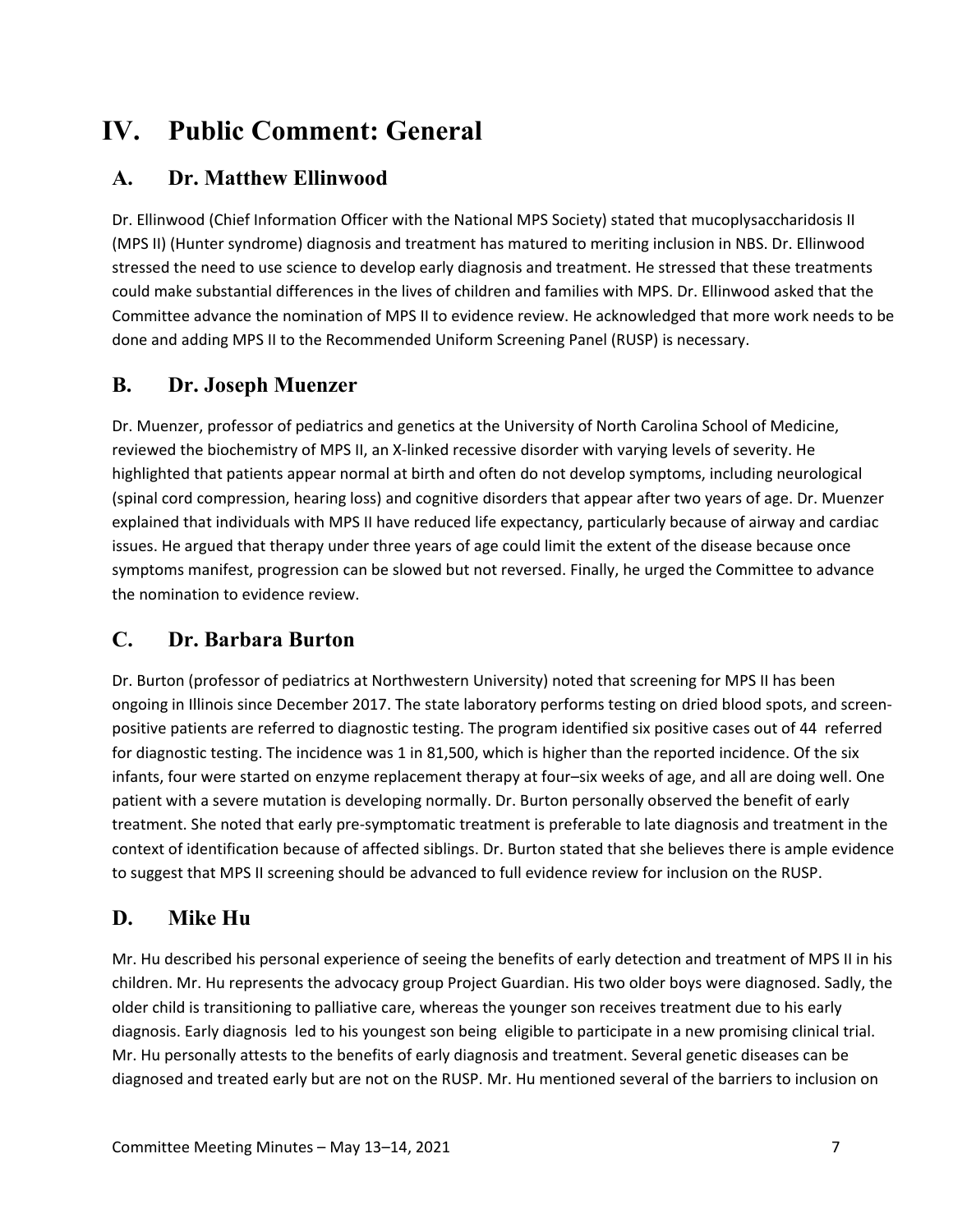# IV. Public Comment: General

## A. Dr. Matthew Ellinwood

Dr. Ellinwood (Chief Information Officer with the National MPS Society) stated that mucoplysaccharidosis II (MPS II) (Hunter syndrome) diagnosis and treatment has matured to meriting inclusion in NBS. Dr. Ellinwood stressed the need to use science to develop early diagnosis and treatment. He stressed that these treatments could make substantial differences in the lives of children and families with MPS. Dr. Ellinwood asked that the Committee advance the nomination of MPS II to evidence review. He acknowledged that more work needs to be done and adding MPS II to the Recommended Uniform Screening Panel (RUSP) is necessary.

## B. Dr. Joseph Muenzer

Dr. Muenzer, professor of pediatrics and genetics at the University of North Carolina School of Medicine, reviewed the biochemistry of MPS II, an X-linked recessive disorder with varying levels of severity. He highlighted that patients appear normal at birth and often do not develop symptoms, including neurological (spinal cord compression, hearing loss) and cognitive disorders that appear after two years of age. Dr. Muenzer explained that individuals with MPS II have reduced life expectancy, particularly because of airway and cardiac issues. He argued that therapy under three years of age could limit the extent of the disease because once symptoms manifest, progression can be slowed but not reversed. Finally, he urged the Committee to advance the nomination to evidence review.

## C. Dr. Barbara Burton

Dr. Burton (professor of pediatrics at Northwestern University) noted that screening for MPS II has been ongoing in Illinois since December 2017. The state laboratory performs testing on dried blood spots, and screen-positive patients are referred to diagnostic testing. The program identified six positive cases out of 44 referred for diagnostic testing. The incidence was 1 in 81,500, which is higher than the reported incidence. Of the six infants, four were started on enzyme replacement therapy at four–six weeks of age, and all are doing well. One patient with a severe mutation is developing normally. Dr. Burton personally observed the benefit of early treatment. She noted that early pre-symptomatic treatment is preferable to late diagnosis and treatment in the context of identification because of affected siblings. Dr. Burton stated that she believes there is ample evidence to suggest that MPS II screening should be advanced to full evidence review for inclusion on the RUSP.

## D. Mike Hu

Mr. Hu described his personal experience of seeing the benefits of early detection and treatment of MPS II in his children. Mr. Hu represents the advocacy group Project Guardian. His two older boys were diagnosed. Sadly, the older child is transitioning to palliative care, whereas the younger son receives treatment due to his early diagnosis. Early diagnosis led to his youngest son being eligible to participate in a new promising clinical trial. Mr. Hu personally attests to the benefits of early diagnosis and treatment. Several genetic diseases can be diagnosed and treated early but are not on the RUSP. Mr. Hu mentioned several of the barriers to inclusion on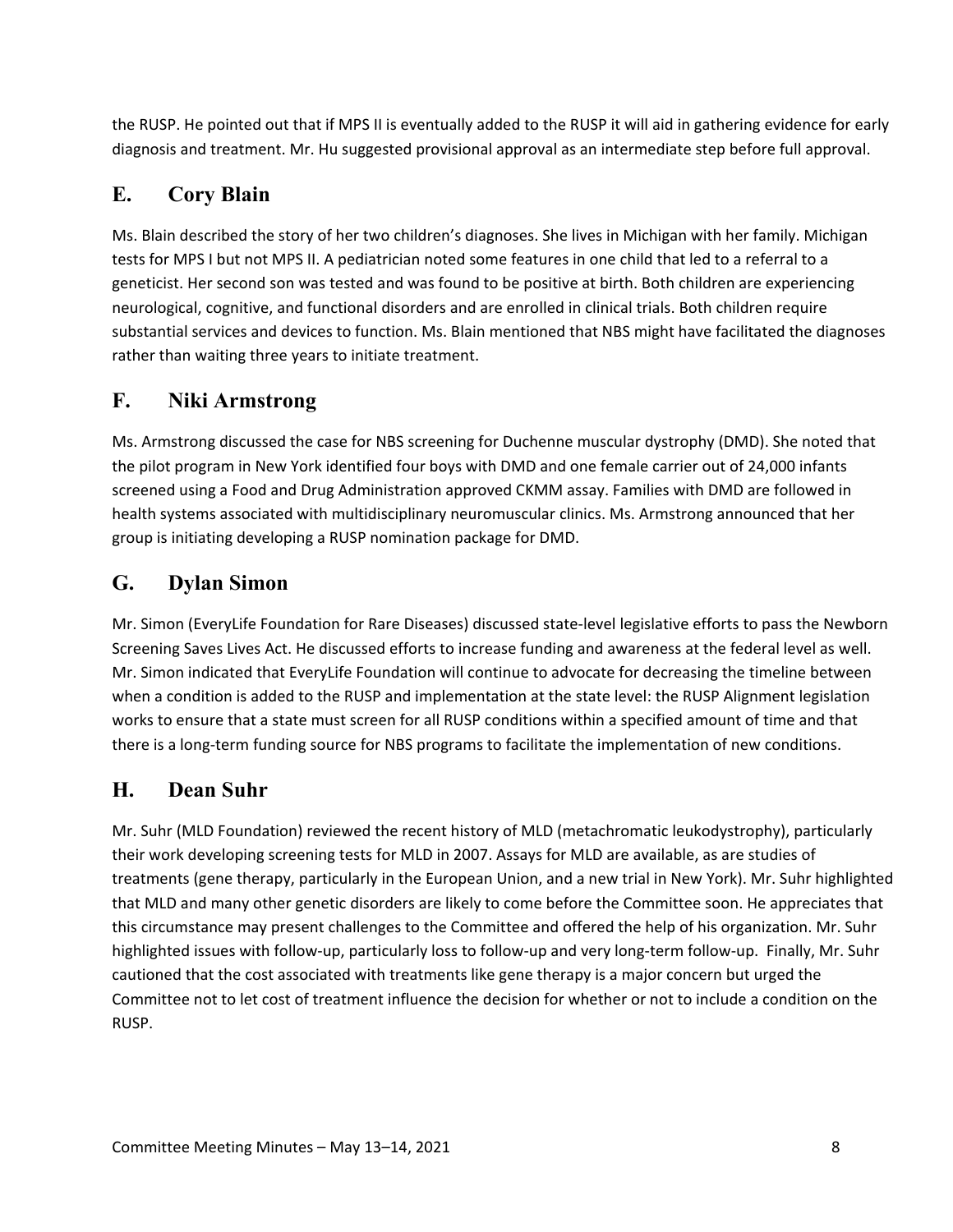the RUSP. He pointed out that if MPS II is eventually added to the RUSP it will aid in gathering evidence for early diagnosis and treatment. Mr. Hu suggested provisional approval as an intermediate step before full approval.

## E. Cory Blain

Ms. Blain described the story of her two children's diagnoses. She lives in Michigan with her family. Michigan tests for MPS I but not MPS II. A pediatrician noted some features in one child that led to a referral to a geneticist. Her second son was tested and was found to be positive at birth. Both children are experiencing neurological, cognitive, and functional disorders and are enrolled in clinical trials. Both children require substantial services and devices to function. Ms. Blain mentioned that NBS might have facilitated the diagnoses rather than waiting three years to initiate treatment.

## F. Niki Armstrong

Ms. Armstrong discussed the case for NBS screening for Duchenne muscular dystrophy (DMD). She noted that the pilot program in New York identified four boys with DMD and one female carrier out of 24,000 infants screened using a Food and Drug Administration approved CKMM assay. Families with DMD are followed in health systems associated with multidisciplinary neuromuscular clinics. Ms. Armstrong announced that her group is initiating developing a RUSP nomination package for DMD.

## G. Dylan Simon

Mr. Simon (EveryLife Foundation for Rare Diseases) discussed state-level legislative efforts to pass the Newborn Screening Saves Lives Act. He discussed efforts to increase funding and awareness at the federal level as well. Mr. Simon indicated that EveryLife Foundation will continue to advocate for decreasing the timeline between when a condition is added to the RUSP and implementation at the state level: the RUSP Alignment legislation works to ensure that a state must screen for all RUSP conditions within a specified amount of time and that there is a long-term funding source for NBS programs to facilitate the implementation of new conditions.

## H. Dean Suhr

Mr. Suhr (MLD Foundation) reviewed the recent history of MLD (metachromatic leukodystrophy), particularly their work developing screening tests for MLD in 2007. Assays for MLD are available, as are studies of treatments (gene therapy, particularly in the European Union, and a new trial in New York). Mr. Suhr highlighted that MLD and many other genetic disorders are likely to come before the Committee soon. He appreciates that this circumstance may present challenges to the Committee and offered the help of his organization. Mr. Suhr highlighted issues with follow-up, particularly loss to follow-up and very long-term follow-up. Finally, Mr. Suhr cautioned that the cost associated with treatments like gene therapy is a major concern but urged the Committee not to let cost of treatment influence the decision for whether or not to include a condition on the RUSP.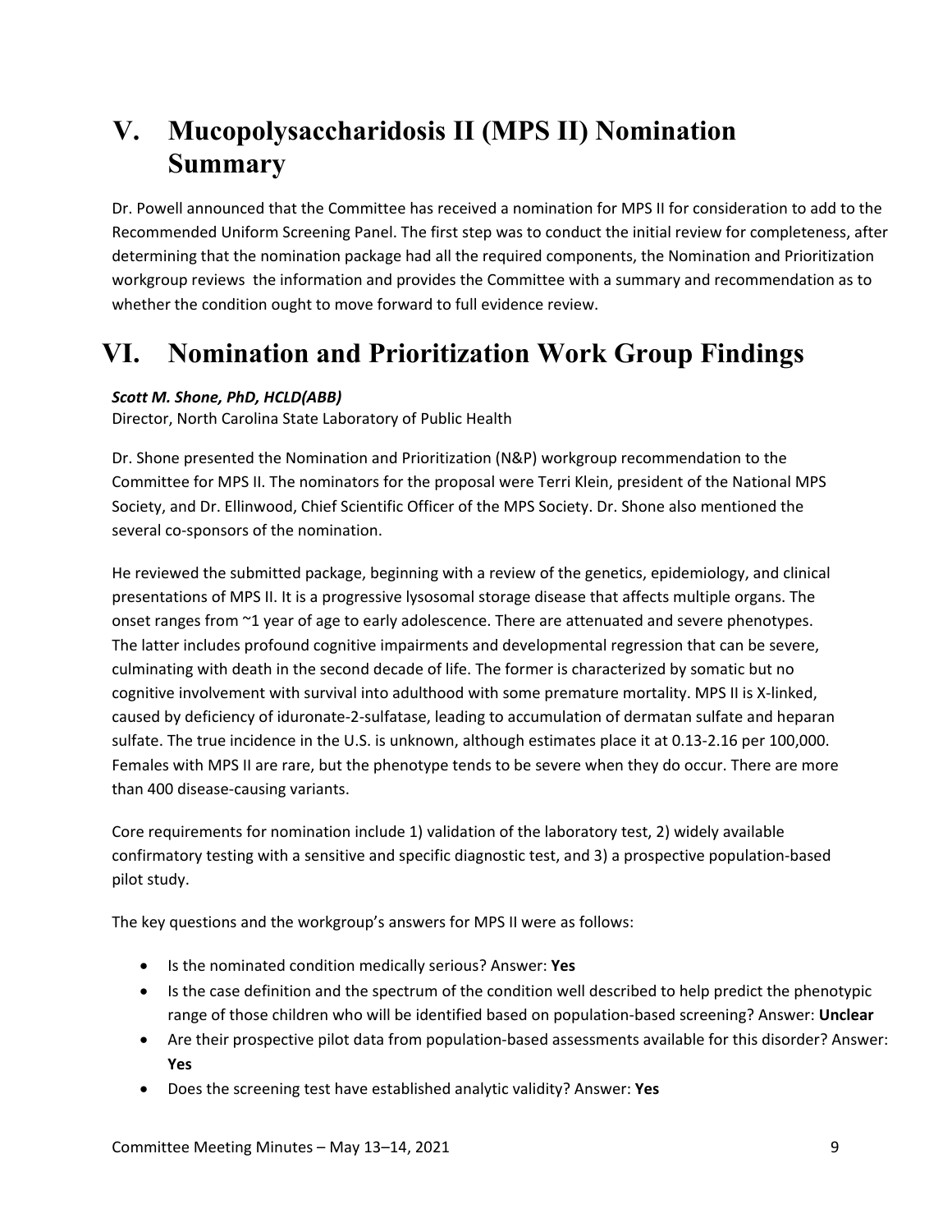# V. Mucopolysaccharidosis II (MPS II) Nomination Summary

Dr. Powell announced that the Committee has received a nomination for MPS II for consideration to add to the Recommended Uniform Screening Panel. The first step was to conduct the initial review for completeness, after determining that the nomination package had all the required components, the Nomination and Prioritization workgroup reviews the information and provides the Committee with a summary and recommendation as to whether the condition ought to move forward to full evidence review.

# VI. Nomination and Prioritization Work Group Findings

***Scott M. Shone, PhD, HCLD(ABB)***
Director, North Carolina State Laboratory of Public Health

Dr. Shone presented the Nomination and Prioritization (N&P) workgroup recommendation to the Committee for MPS II. The nominators for the proposal were Terri Klein, president of the National MPS Society, and Dr. Ellinwood, Chief Scientific Officer of the MPS Society. Dr. Shone also mentioned the several co-sponsors of the nomination.

He reviewed the submitted package, beginning with a review of the genetics, epidemiology, and clinical presentations of MPS II. It is a progressive lysosomal storage disease that affects multiple organs. The onset ranges from ~1 year of age to early adolescence. There are attenuated and severe phenotypes. The latter includes profound cognitive impairments and developmental regression that can be severe, culminating with death in the second decade of life. The former is characterized by somatic but no cognitive involvement with survival into adulthood with some premature mortality. MPS II is X-linked, caused by deficiency of iduronate-2-sulfatase, leading to accumulation of dermatan sulfate and heparan sulfate. The true incidence in the U.S. is unknown, although estimates place it at 0.13-2.16 per 100,000. Females with MPS II are rare, but the phenotype tends to be severe when they do occur. There are more than 400 disease-causing variants.

Core requirements for nomination include 1) validation of the laboratory test, 2) widely available confirmatory testing with a sensitive and specific diagnostic test, and 3) a prospective population-based pilot study.

The key questions and the workgroup's answers for MPS II were as follows:

- Is the nominated condition medically serious? Answer: **Yes**
- Is the case definition and the spectrum of the condition well described to help predict the phenotypic range of those children who will be identified based on population-based screening? Answer: **Unclear**
- Are their prospective pilot data from population-based assessments available for this disorder? Answer: **Yes**
- Does the screening test have established analytic validity? Answer: **Yes**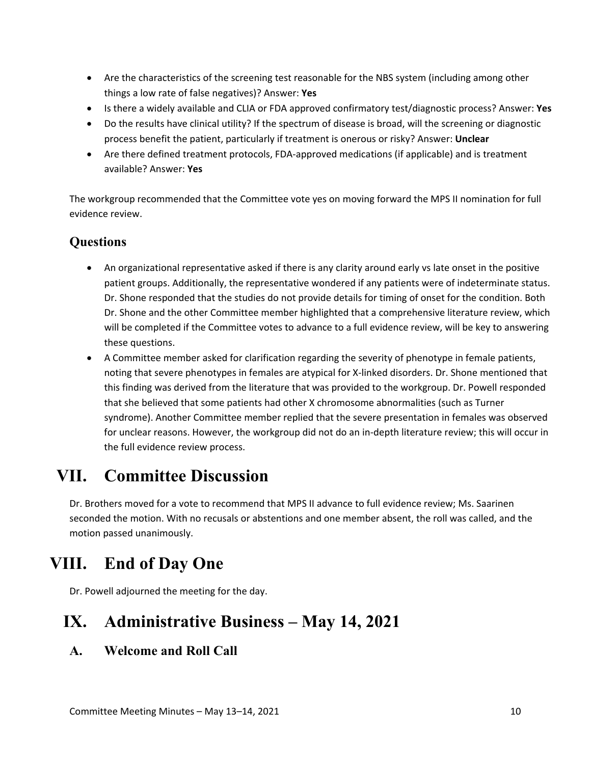- Are the characteristics of the screening test reasonable for the NBS system (including among other things a low rate of false negatives)? Answer: **Yes**
- Is there a widely available and CLIA or FDA approved confirmatory test/diagnostic process? Answer: **Yes**
- Do the results have clinical utility? If the spectrum of disease is broad, will the screening or diagnostic process benefit the patient, particularly if treatment is onerous or risky? Answer: **Unclear**
- Are there defined treatment protocols, FDA-approved medications (if applicable) and is treatment available? Answer: **Yes**

The workgroup recommended that the Committee vote yes on moving forward the MPS II nomination for full evidence review.

### Questions

- An organizational representative asked if there is any clarity around early vs late onset in the positive patient groups. Additionally, the representative wondered if any patients were of indeterminate status. Dr. Shone responded that the studies do not provide details for timing of onset for the condition. Both Dr. Shone and the other Committee member highlighted that a comprehensive literature review, which will be completed if the Committee votes to advance to a full evidence review, will be key to answering these questions.
- A Committee member asked for clarification regarding the severity of phenotype in female patients, noting that severe phenotypes in females are atypical for X-linked disorders. Dr. Shone mentioned that this finding was derived from the literature that was provided to the workgroup. Dr. Powell responded that she believed that some patients had other X chromosome abnormalities (such as Turner syndrome). Another Committee member replied that the severe presentation in females was observed for unclear reasons. However, the workgroup did not do an in-depth literature review; this will occur in the full evidence review process.

# VII. Committee Discussion

Dr. Brothers moved for a vote to recommend that MPS II advance to full evidence review; Ms. Saarinen seconded the motion. With no recusals or abstentions and one member absent, the roll was called, and the motion passed unanimously.

# VIII. End of Day One

Dr. Powell adjourned the meeting for the day.

# IX. Administrative Business – May 14, 2021

## A. Welcome and Roll Call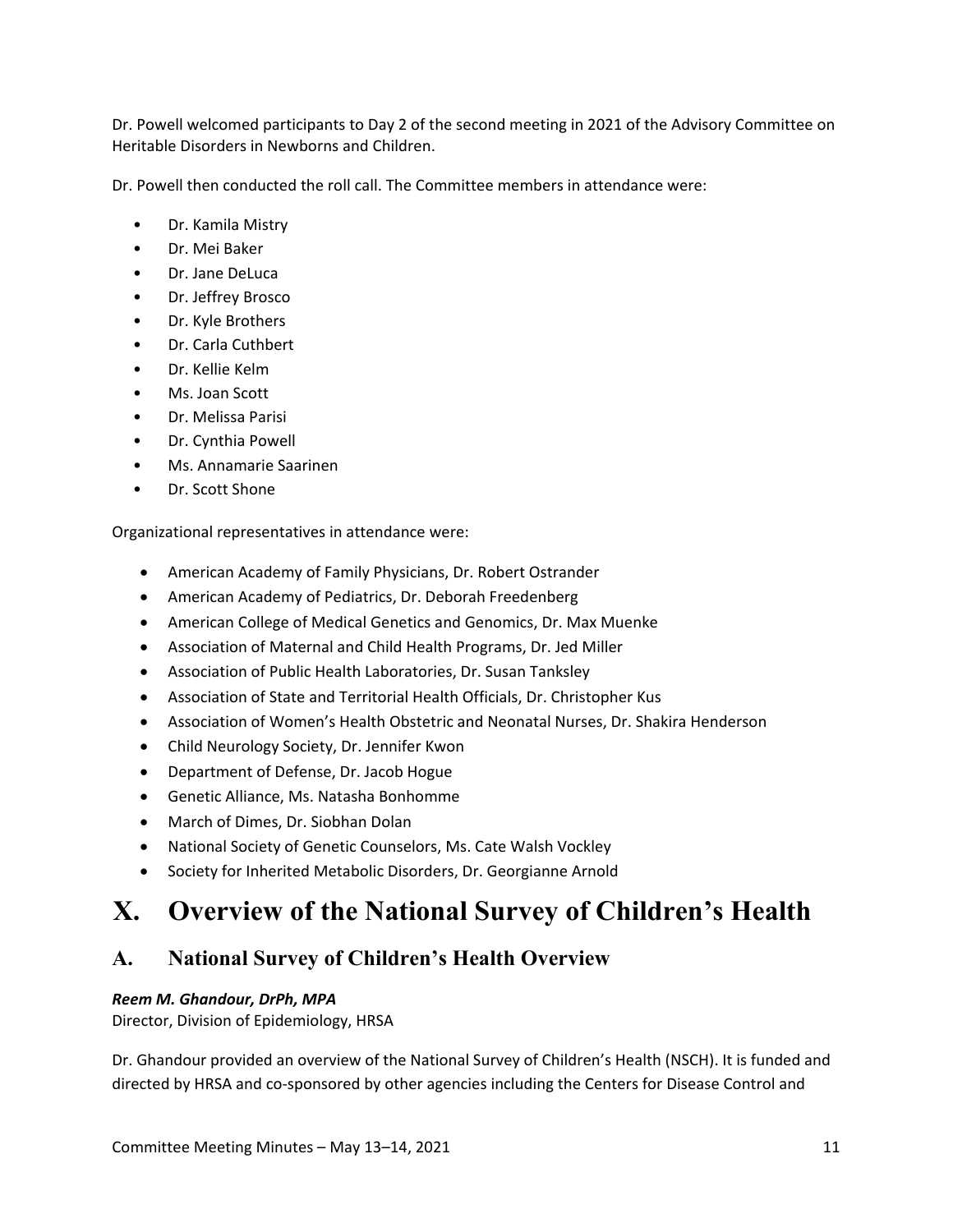Dr. Powell welcomed participants to Day 2 of the second meeting in 2021 of the Advisory Committee on Heritable Disorders in Newborns and Children.

Dr. Powell then conducted the roll call. The Committee members in attendance were:

- Dr. Kamila Mistry
- Dr. Mei Baker
- Dr. Jane DeLuca
- Dr. Jeffrey Brosco
- Dr. Kyle Brothers
- Dr. Carla Cuthbert
- Dr. Kellie Kelm
- Ms. Joan Scott
- Dr. Melissa Parisi
- Dr. Cynthia Powell
- Ms. Annamarie Saarinen
- Dr. Scott Shone

Organizational representatives in attendance were:

- American Academy of Family Physicians, Dr. Robert Ostrander
- American Academy of Pediatrics, Dr. Deborah Freedenberg
- American College of Medical Genetics and Genomics, Dr. Max Muenke
- Association of Maternal and Child Health Programs, Dr. Jed Miller
- Association of Public Health Laboratories, Dr. Susan Tanksley
- Association of State and Territorial Health Officials, Dr. Christopher Kus
- Association of Women's Health Obstetric and Neonatal Nurses, Dr. Shakira Henderson
- Child Neurology Society, Dr. Jennifer Kwon
- Department of Defense, Dr. Jacob Hogue
- Genetic Alliance, Ms. Natasha Bonhomme
- March of Dimes, Dr. Siobhan Dolan
- National Society of Genetic Counselors, Ms. Cate Walsh Vockley
- Society for Inherited Metabolic Disorders, Dr. Georgianne Arnold

# X. Overview of the National Survey of Children's Health

## A. National Survey of Children's Health Overview

***Reem M. Ghandour, DrPh, MPA***
Director, Division of Epidemiology, HRSA

Dr. Ghandour provided an overview of the National Survey of Children's Health (NSCH). It is funded and directed by HRSA and co-sponsored by other agencies including the Centers for Disease Control and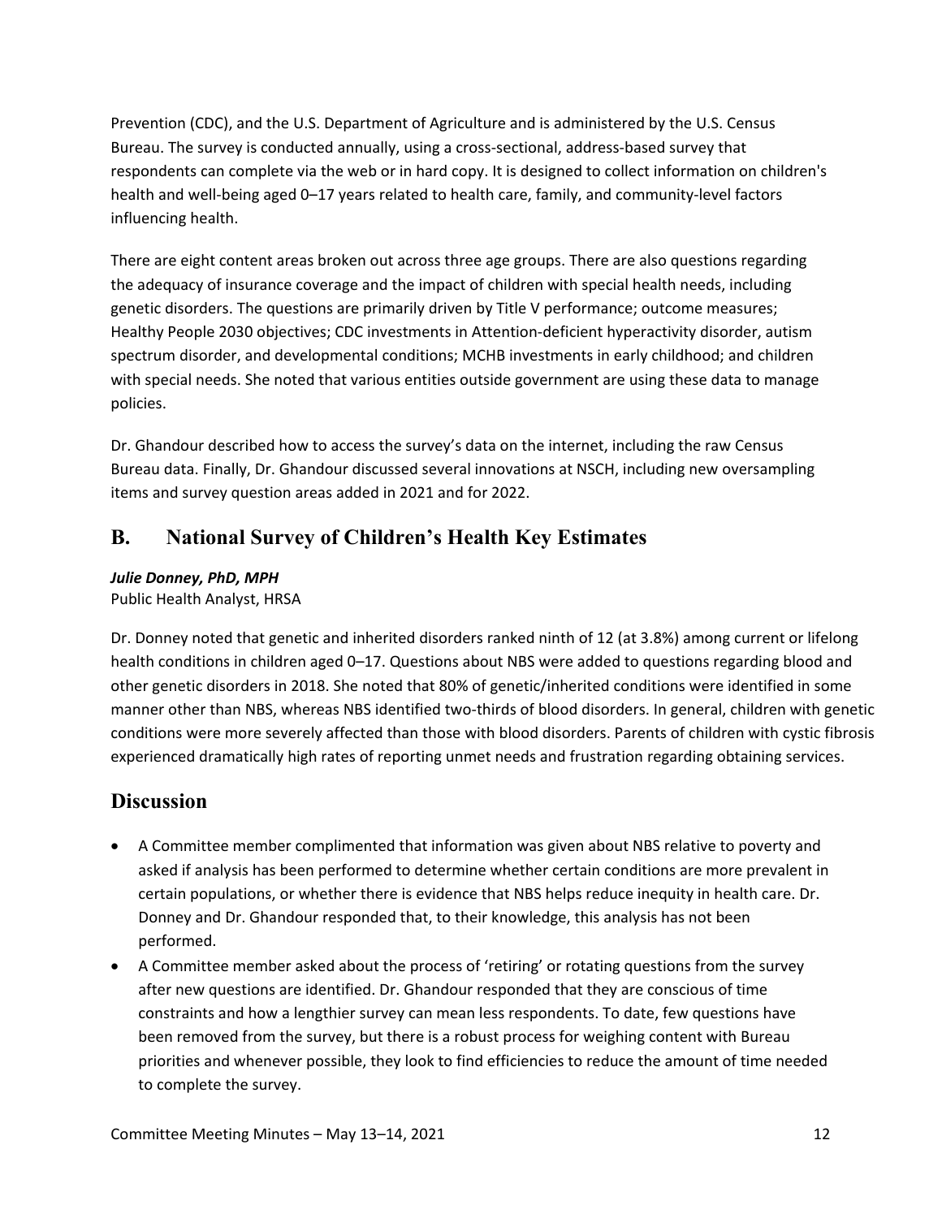Prevention (CDC), and the U.S. Department of Agriculture and is administered by the U.S. Census Bureau. The survey is conducted annually, using a cross-sectional, address-based survey that respondents can complete via the web or in hard copy. It is designed to collect information on children's health and well-being aged 0–17 years related to health care, family, and community-level factors influencing health.

There are eight content areas broken out across three age groups. There are also questions regarding the adequacy of insurance coverage and the impact of children with special health needs, including genetic disorders. The questions are primarily driven by Title V performance; outcome measures; Healthy People 2030 objectives; CDC investments in Attention-deficient hyperactivity disorder, autism spectrum disorder, and developmental conditions; MCHB investments in early childhood; and children with special needs. She noted that various entities outside government are using these data to manage policies.

Dr. Ghandour described how to access the survey's data on the internet, including the raw Census Bureau data. Finally, Dr. Ghandour discussed several innovations at NSCH, including new oversampling items and survey question areas added in 2021 and for 2022.

## B. National Survey of Children's Health Key Estimates

***Julie Donney, PhD, MPH***
Public Health Analyst, HRSA

Dr. Donney noted that genetic and inherited disorders ranked ninth of 12 (at 3.8%) among current or lifelong health conditions in children aged 0–17. Questions about NBS were added to questions regarding blood and other genetic disorders in 2018. She noted that 80% of genetic/inherited conditions were identified in some manner other than NBS, whereas NBS identified two-thirds of blood disorders. In general, children with genetic conditions were more severely affected than those with blood disorders. Parents of children with cystic fibrosis experienced dramatically high rates of reporting unmet needs and frustration regarding obtaining services.

## Discussion

- A Committee member complimented that information was given about NBS relative to poverty and asked if analysis has been performed to determine whether certain conditions are more prevalent in certain populations, or whether there is evidence that NBS helps reduce inequity in health care. Dr. Donney and Dr. Ghandour responded that, to their knowledge, this analysis has not been performed.
- A Committee member asked about the process of 'retiring' or rotating questions from the survey after new questions are identified. Dr. Ghandour responded that they are conscious of time constraints and how a lengthier survey can mean less respondents. To date, few questions have been removed from the survey, but there is a robust process for weighing content with Bureau priorities and whenever possible, they look to find efficiencies to reduce the amount of time needed to complete the survey.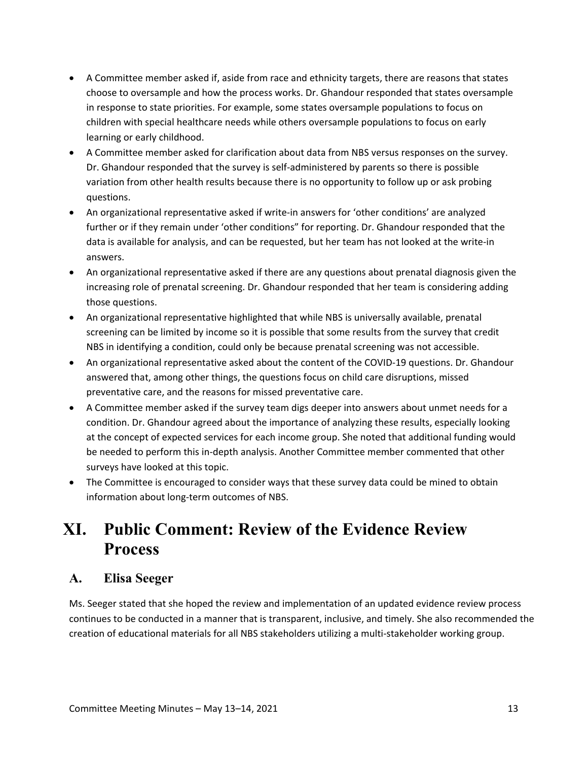- A Committee member asked if, aside from race and ethnicity targets, there are reasons that states choose to oversample and how the process works. Dr. Ghandour responded that states oversample in response to state priorities. For example, some states oversample populations to focus on children with special healthcare needs while others oversample populations to focus on early learning or early childhood.
- A Committee member asked for clarification about data from NBS versus responses on the survey. Dr. Ghandour responded that the survey is self-administered by parents so there is possible variation from other health results because there is no opportunity to follow up or ask probing questions.
- An organizational representative asked if write-in answers for 'other conditions' are analyzed further or if they remain under 'other conditions" for reporting. Dr. Ghandour responded that the data is available for analysis, and can be requested, but her team has not looked at the write-in answers.
- An organizational representative asked if there are any questions about prenatal diagnosis given the increasing role of prenatal screening. Dr. Ghandour responded that her team is considering adding those questions.
- An organizational representative highlighted that while NBS is universally available, prenatal screening can be limited by income so it is possible that some results from the survey that credit NBS in identifying a condition, could only be because prenatal screening was not accessible.
- An organizational representative asked about the content of the COVID-19 questions. Dr. Ghandour answered that, among other things, the questions focus on child care disruptions, missed preventative care, and the reasons for missed preventative care.
- A Committee member asked if the survey team digs deeper into answers about unmet needs for a condition. Dr. Ghandour agreed about the importance of analyzing these results, especially looking at the concept of expected services for each income group. She noted that additional funding would be needed to perform this in-depth analysis. Another Committee member commented that other surveys have looked at this topic.
- The Committee is encouraged to consider ways that these survey data could be mined to obtain information about long-term outcomes of NBS.

# XI. Public Comment: Review of the Evidence Review Process

## A. Elisa Seeger

Ms. Seeger stated that she hoped the review and implementation of an updated evidence review process continues to be conducted in a manner that is transparent, inclusive, and timely. She also recommended the creation of educational materials for all NBS stakeholders utilizing a multi-stakeholder working group.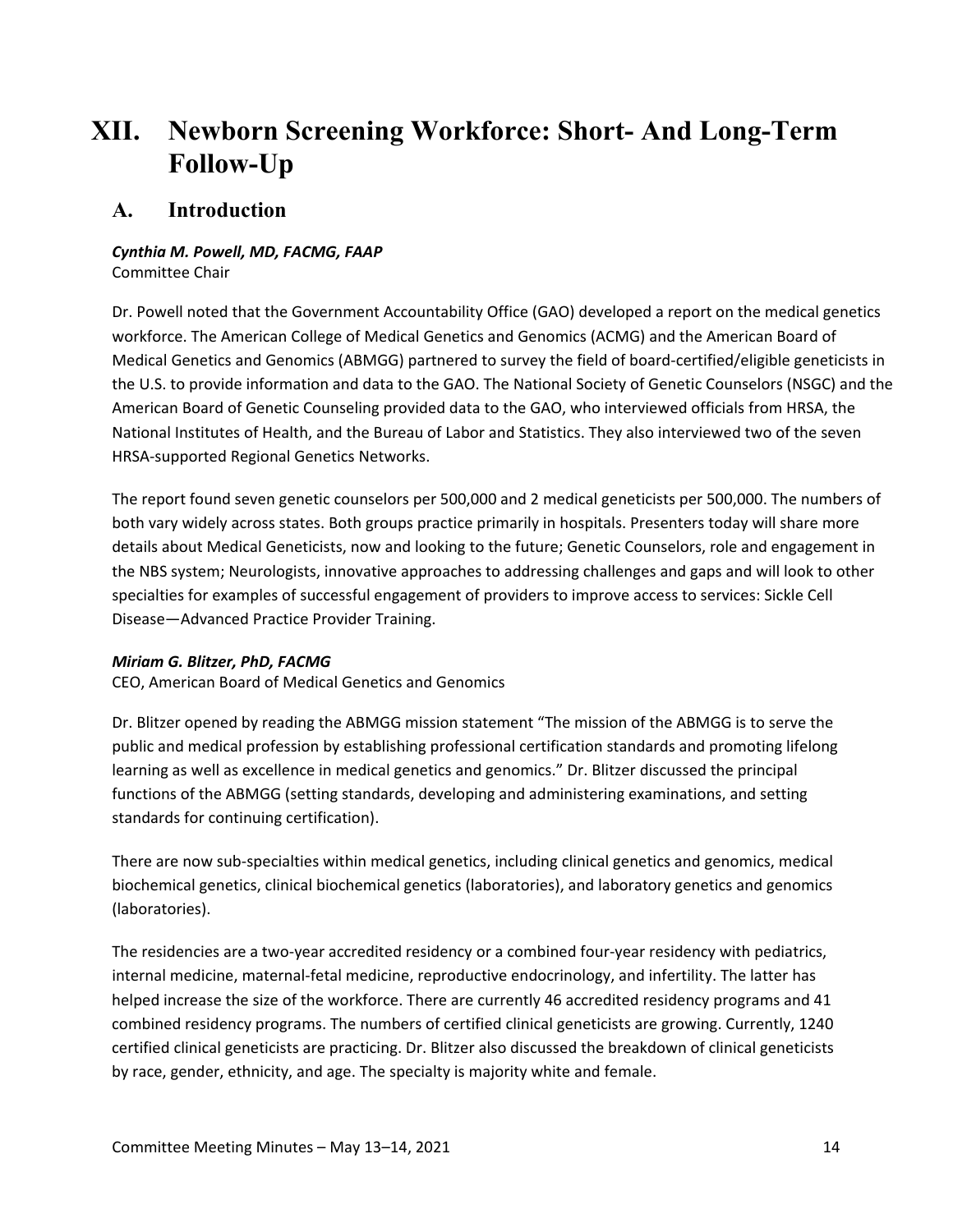# XII. Newborn Screening Workforce: Short- And Long-Term Follow-Up

## A. Introduction

***Cynthia M. Powell, MD, FACMG, FAAP***
Committee Chair

Dr. Powell noted that the Government Accountability Office (GAO) developed a report on the medical genetics workforce. The American College of Medical Genetics and Genomics (ACMG) and the American Board of Medical Genetics and Genomics (ABMGG) partnered to survey the field of board-certified/eligible geneticists in the U.S. to provide information and data to the GAO. The National Society of Genetic Counselors (NSGC) and the American Board of Genetic Counseling provided data to the GAO, who interviewed officials from HRSA, the National Institutes of Health, and the Bureau of Labor and Statistics. They also interviewed two of the seven HRSA-supported Regional Genetics Networks.

The report found seven genetic counselors per 500,000 and 2 medical geneticists per 500,000. The numbers of both vary widely across states. Both groups practice primarily in hospitals. Presenters today will share more details about Medical Geneticists, now and looking to the future; Genetic Counselors, role and engagement in the NBS system; Neurologists, innovative approaches to addressing challenges and gaps and will look to other specialties for examples of successful engagement of providers to improve access to services: Sickle Cell Disease—Advanced Practice Provider Training.

***Miriam G. Blitzer, PhD, FACMG***
CEO, American Board of Medical Genetics and Genomics

Dr. Blitzer opened by reading the ABMGG mission statement "The mission of the ABMGG is to serve the public and medical profession by establishing professional certification standards and promoting lifelong learning as well as excellence in medical genetics and genomics." Dr. Blitzer discussed the principal functions of the ABMGG (setting standards, developing and administering examinations, and setting standards for continuing certification).

There are now sub-specialties within medical genetics, including clinical genetics and genomics, medical biochemical genetics, clinical biochemical genetics (laboratories), and laboratory genetics and genomics (laboratories).

The residencies are a two-year accredited residency or a combined four-year residency with pediatrics, internal medicine, maternal-fetal medicine, reproductive endocrinology, and infertility. The latter has helped increase the size of the workforce. There are currently 46 accredited residency programs and 41 combined residency programs. The numbers of certified clinical geneticists are growing. Currently, 1240 certified clinical geneticists are practicing. Dr. Blitzer also discussed the breakdown of clinical geneticists by race, gender, ethnicity, and age. The specialty is majority white and female.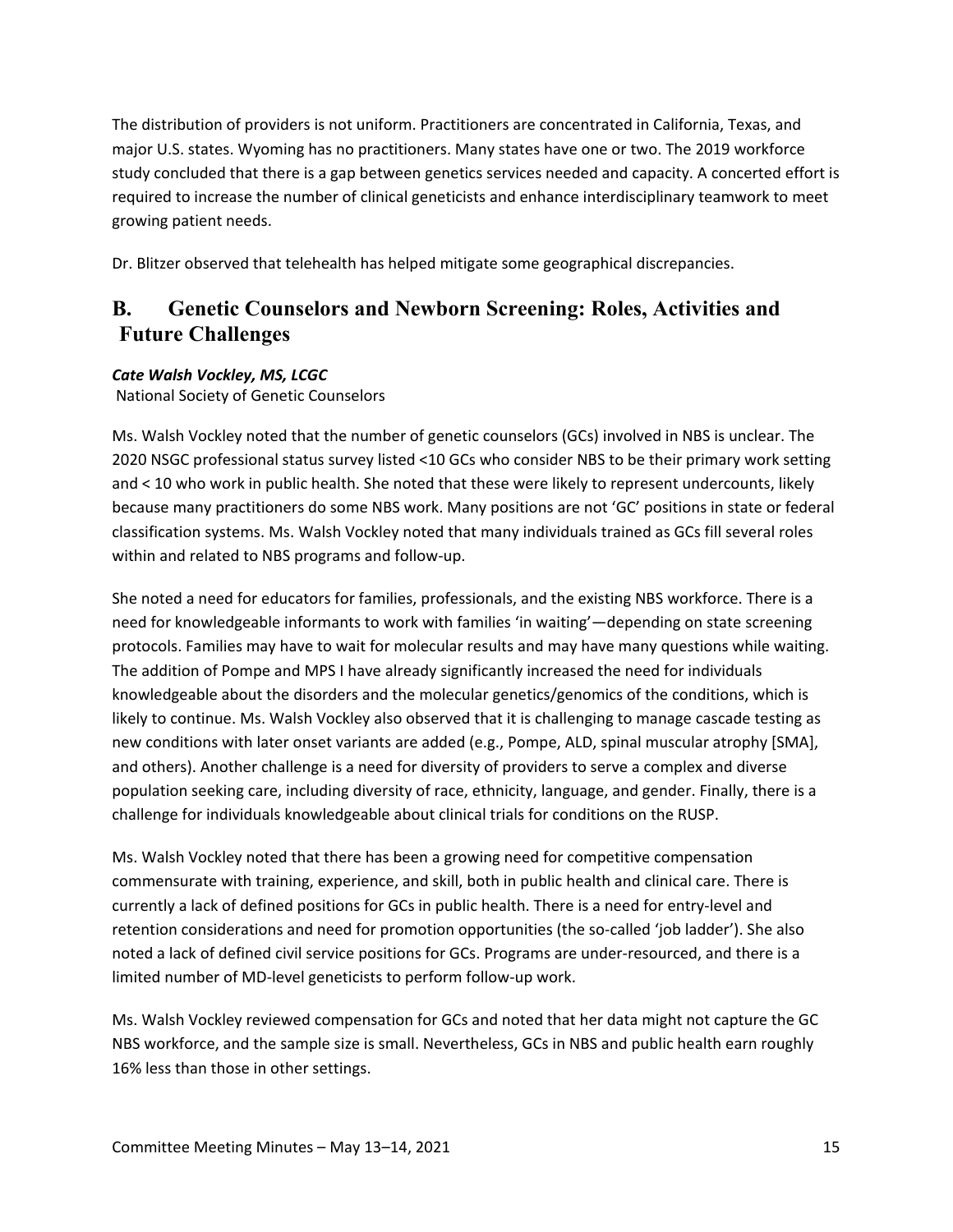The distribution of providers is not uniform. Practitioners are concentrated in California, Texas, and major U.S. states. Wyoming has no practitioners. Many states have one or two. The 2019 workforce study concluded that there is a gap between genetics services needed and capacity. A concerted effort is required to increase the number of clinical geneticists and enhance interdisciplinary teamwork to meet growing patient needs.

Dr. Blitzer observed that telehealth has helped mitigate some geographical discrepancies.

## B. Genetic Counselors and Newborn Screening: Roles, Activities and Future Challenges

***Cate Walsh Vockley, MS, LCGC***
National Society of Genetic Counselors

Ms. Walsh Vockley noted that the number of genetic counselors (GCs) involved in NBS is unclear. The 2020 NSGC professional status survey listed <10 GCs who consider NBS to be their primary work setting and < 10 who work in public health. She noted that these were likely to represent undercounts, likely because many practitioners do some NBS work. Many positions are not 'GC' positions in state or federal classification systems. Ms. Walsh Vockley noted that many individuals trained as GCs fill several roles within and related to NBS programs and follow-up.

She noted a need for educators for families, professionals, and the existing NBS workforce. There is a need for knowledgeable informants to work with families 'in waiting'—depending on state screening protocols. Families may have to wait for molecular results and may have many questions while waiting. The addition of Pompe and MPS I have already significantly increased the need for individuals knowledgeable about the disorders and the molecular genetics/genomics of the conditions, which is likely to continue. Ms. Walsh Vockley also observed that it is challenging to manage cascade testing as new conditions with later onset variants are added (e.g., Pompe, ALD, spinal muscular atrophy [SMA], and others). Another challenge is a need for diversity of providers to serve a complex and diverse population seeking care, including diversity of race, ethnicity, language, and gender. Finally, there is a challenge for individuals knowledgeable about clinical trials for conditions on the RUSP.

Ms. Walsh Vockley noted that there has been a growing need for competitive compensation commensurate with training, experience, and skill, both in public health and clinical care. There is currently a lack of defined positions for GCs in public health. There is a need for entry-level and retention considerations and need for promotion opportunities (the so-called 'job ladder'). She also noted a lack of defined civil service positions for GCs. Programs are under-resourced, and there is a limited number of MD-level geneticists to perform follow-up work.

Ms. Walsh Vockley reviewed compensation for GCs and noted that her data might not capture the GC NBS workforce, and the sample size is small. Nevertheless, GCs in NBS and public health earn roughly 16% less than those in other settings.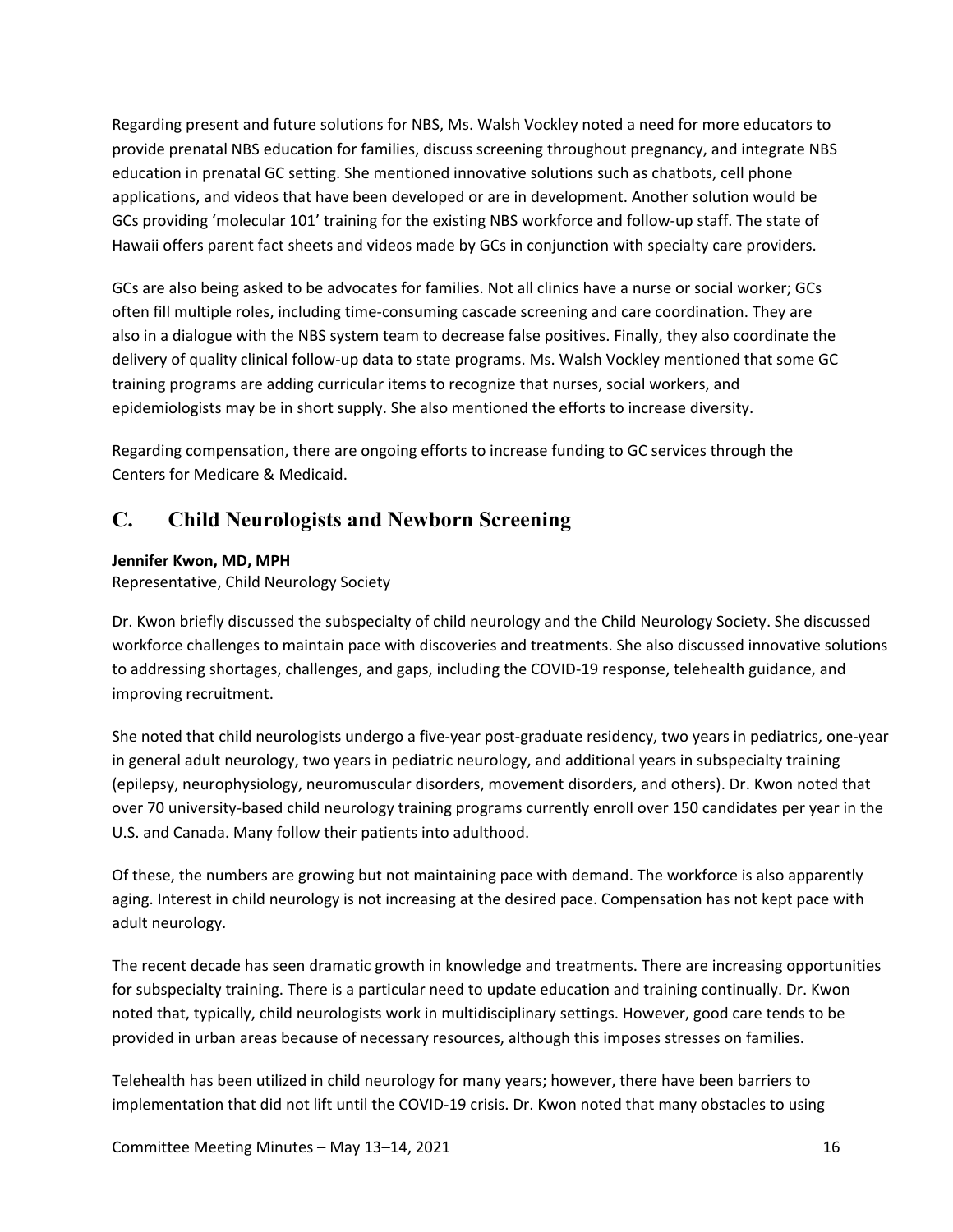Regarding present and future solutions for NBS, Ms. Walsh Vockley noted a need for more educators to provide prenatal NBS education for families, discuss screening throughout pregnancy, and integrate NBS education in prenatal GC setting. She mentioned innovative solutions such as chatbots, cell phone applications, and videos that have been developed or are in development. Another solution would be GCs providing 'molecular 101' training for the existing NBS workforce and follow-up staff. The state of Hawaii offers parent fact sheets and videos made by GCs in conjunction with specialty care providers.

GCs are also being asked to be advocates for families. Not all clinics have a nurse or social worker; GCs often fill multiple roles, including time-consuming cascade screening and care coordination. They are also in a dialogue with the NBS system team to decrease false positives. Finally, they also coordinate the delivery of quality clinical follow-up data to state programs. Ms. Walsh Vockley mentioned that some GC training programs are adding curricular items to recognize that nurses, social workers, and epidemiologists may be in short supply. She also mentioned the efforts to increase diversity.

Regarding compensation, there are ongoing efforts to increase funding to GC services through the Centers for Medicare & Medicaid.

## C. Child Neurologists and Newborn Screening

**Jennifer Kwon, MD, MPH**
Representative, Child Neurology Society

Dr. Kwon briefly discussed the subspecialty of child neurology and the Child Neurology Society. She discussed workforce challenges to maintain pace with discoveries and treatments. She also discussed innovative solutions to addressing shortages, challenges, and gaps, including the COVID-19 response, telehealth guidance, and improving recruitment.

She noted that child neurologists undergo a five-year post-graduate residency, two years in pediatrics, one-year in general adult neurology, two years in pediatric neurology, and additional years in subspecialty training (epilepsy, neurophysiology, neuromuscular disorders, movement disorders, and others). Dr. Kwon noted that over 70 university-based child neurology training programs currently enroll over 150 candidates per year in the U.S. and Canada. Many follow their patients into adulthood.

Of these, the numbers are growing but not maintaining pace with demand. The workforce is also apparently aging. Interest in child neurology is not increasing at the desired pace. Compensation has not kept pace with adult neurology.

The recent decade has seen dramatic growth in knowledge and treatments. There are increasing opportunities for subspecialty training. There is a particular need to update education and training continually. Dr. Kwon noted that, typically, child neurologists work in multidisciplinary settings. However, good care tends to be provided in urban areas because of necessary resources, although this imposes stresses on families.

Telehealth has been utilized in child neurology for many years; however, there have been barriers to implementation that did not lift until the COVID-19 crisis. Dr. Kwon noted that many obstacles to using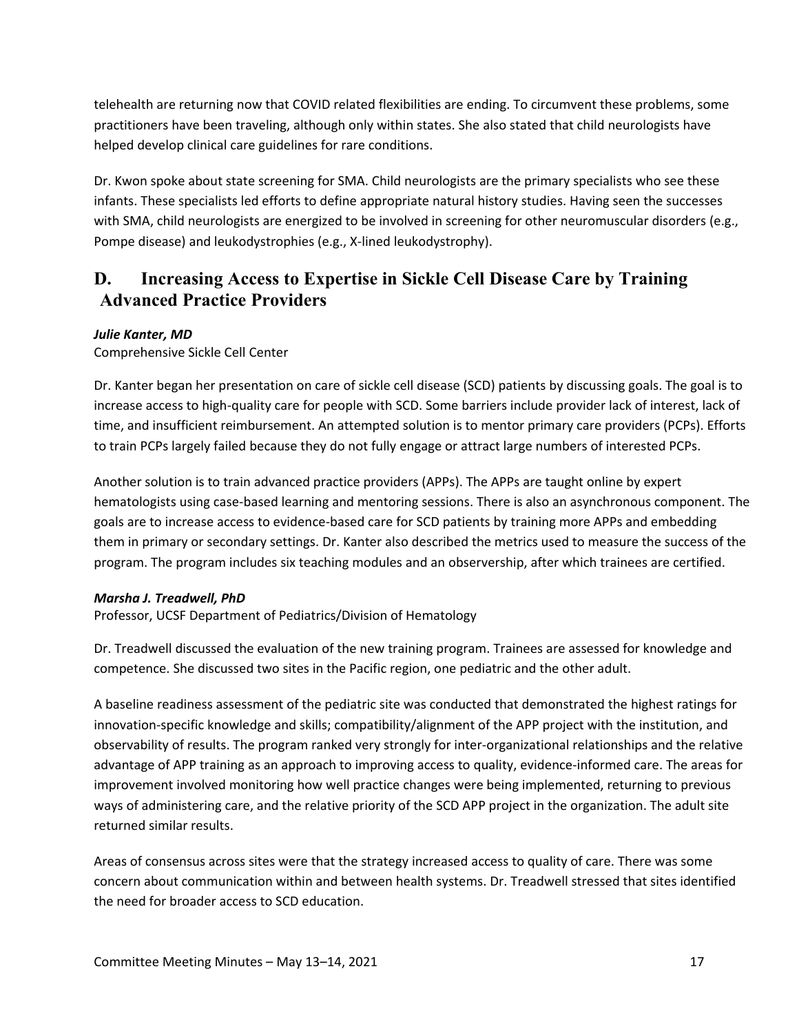telehealth are returning now that COVID related flexibilities are ending. To circumvent these problems, some practitioners have been traveling, although only within states. She also stated that child neurologists have helped develop clinical care guidelines for rare conditions.

Dr. Kwon spoke about state screening for SMA. Child neurologists are the primary specialists who see these infants. These specialists led efforts to define appropriate natural history studies. Having seen the successes with SMA, child neurologists are energized to be involved in screening for other neuromuscular disorders (e.g., Pompe disease) and leukodystrophies (e.g., X-lined leukodystrophy).

## D. Increasing Access to Expertise in Sickle Cell Disease Care by Training Advanced Practice Providers

***Julie Kanter, MD***
Comprehensive Sickle Cell Center

Dr. Kanter began her presentation on care of sickle cell disease (SCD) patients by discussing goals. The goal is to increase access to high-quality care for people with SCD. Some barriers include provider lack of interest, lack of time, and insufficient reimbursement. An attempted solution is to mentor primary care providers (PCPs). Efforts to train PCPs largely failed because they do not fully engage or attract large numbers of interested PCPs.

Another solution is to train advanced practice providers (APPs). The APPs are taught online by expert hematologists using case-based learning and mentoring sessions. There is also an asynchronous component. The goals are to increase access to evidence-based care for SCD patients by training more APPs and embedding them in primary or secondary settings. Dr. Kanter also described the metrics used to measure the success of the program. The program includes six teaching modules and an observership, after which trainees are certified.

***Marsha J. Treadwell, PhD***
Professor, UCSF Department of Pediatrics/Division of Hematology

Dr. Treadwell discussed the evaluation of the new training program. Trainees are assessed for knowledge and competence. She discussed two sites in the Pacific region, one pediatric and the other adult.

A baseline readiness assessment of the pediatric site was conducted that demonstrated the highest ratings for innovation-specific knowledge and skills; compatibility/alignment of the APP project with the institution, and observability of results. The program ranked very strongly for inter-organizational relationships and the relative advantage of APP training as an approach to improving access to quality, evidence-informed care. The areas for improvement involved monitoring how well practice changes were being implemented, returning to previous ways of administering care, and the relative priority of the SCD APP project in the organization. The adult site returned similar results.

Areas of consensus across sites were that the strategy increased access to quality of care. There was some concern about communication within and between health systems. Dr. Treadwell stressed that sites identified the need for broader access to SCD education.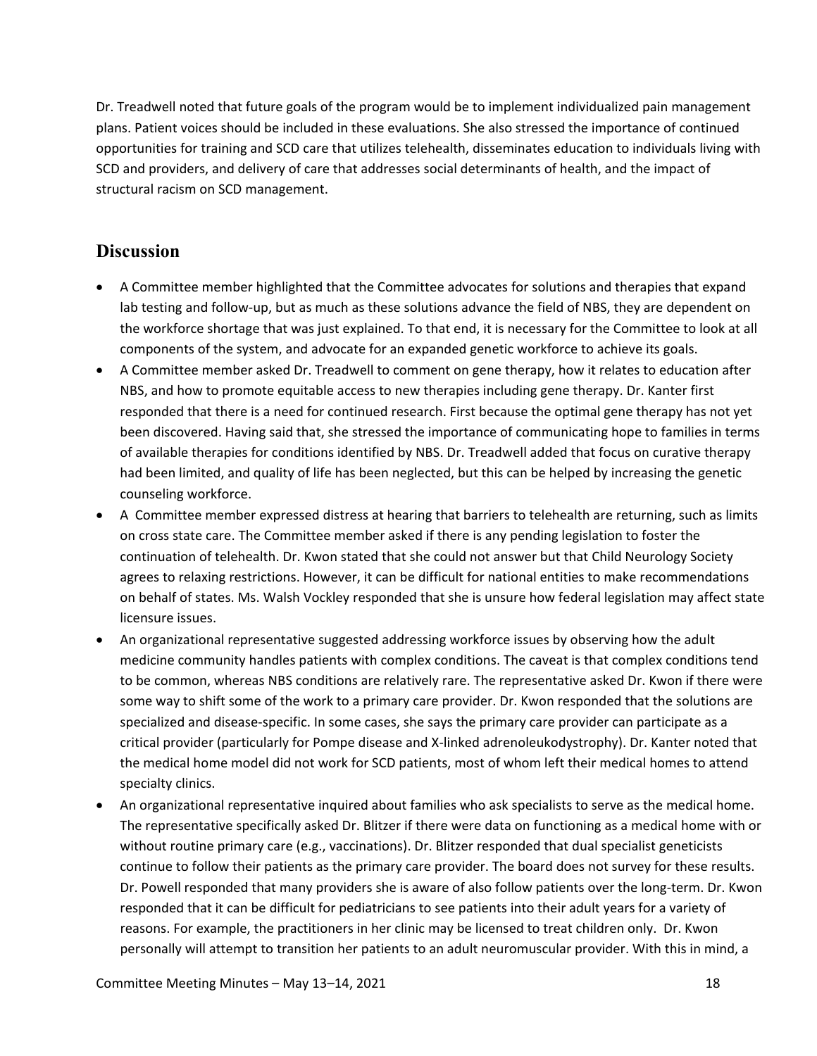Dr. Treadwell noted that future goals of the program would be to implement individualized pain management plans. Patient voices should be included in these evaluations. She also stressed the importance of continued opportunities for training and SCD care that utilizes telehealth, disseminates education to individuals living with SCD and providers, and delivery of care that addresses social determinants of health, and the impact of structural racism on SCD management.

## Discussion

- A Committee member highlighted that the Committee advocates for solutions and therapies that expand lab testing and follow-up, but as much as these solutions advance the field of NBS, they are dependent on the workforce shortage that was just explained. To that end, it is necessary for the Committee to look at all components of the system, and advocate for an expanded genetic workforce to achieve its goals.
- A Committee member asked Dr. Treadwell to comment on gene therapy, how it relates to education after NBS, and how to promote equitable access to new therapies including gene therapy. Dr. Kanter first responded that there is a need for continued research. First because the optimal gene therapy has not yet been discovered. Having said that, she stressed the importance of communicating hope to families in terms of available therapies for conditions identified by NBS. Dr. Treadwell added that focus on curative therapy had been limited, and quality of life has been neglected, but this can be helped by increasing the genetic counseling workforce.
- A Committee member expressed distress at hearing that barriers to telehealth are returning, such as limits on cross state care. The Committee member asked if there is any pending legislation to foster the continuation of telehealth. Dr. Kwon stated that she could not answer but that Child Neurology Society agrees to relaxing restrictions. However, it can be difficult for national entities to make recommendations on behalf of states. Ms. Walsh Vockley responded that she is unsure how federal legislation may affect state licensure issues.
- An organizational representative suggested addressing workforce issues by observing how the adult medicine community handles patients with complex conditions. The caveat is that complex conditions tend to be common, whereas NBS conditions are relatively rare. The representative asked Dr. Kwon if there were some way to shift some of the work to a primary care provider. Dr. Kwon responded that the solutions are specialized and disease-specific. In some cases, she says the primary care provider can participate as a critical provider (particularly for Pompe disease and X-linked adrenoleukodystrophy). Dr. Kanter noted that the medical home model did not work for SCD patients, most of whom left their medical homes to attend specialty clinics.
- An organizational representative inquired about families who ask specialists to serve as the medical home. The representative specifically asked Dr. Blitzer if there were data on functioning as a medical home with or without routine primary care (e.g., vaccinations). Dr. Blitzer responded that dual specialist geneticists continue to follow their patients as the primary care provider. The board does not survey for these results. Dr. Powell responded that many providers she is aware of also follow patients over the long-term. Dr. Kwon responded that it can be difficult for pediatricians to see patients into their adult years for a variety of reasons. For example, the practitioners in her clinic may be licensed to treat children only. Dr. Kwon personally will attempt to transition her patients to an adult neuromuscular provider. With this in mind, a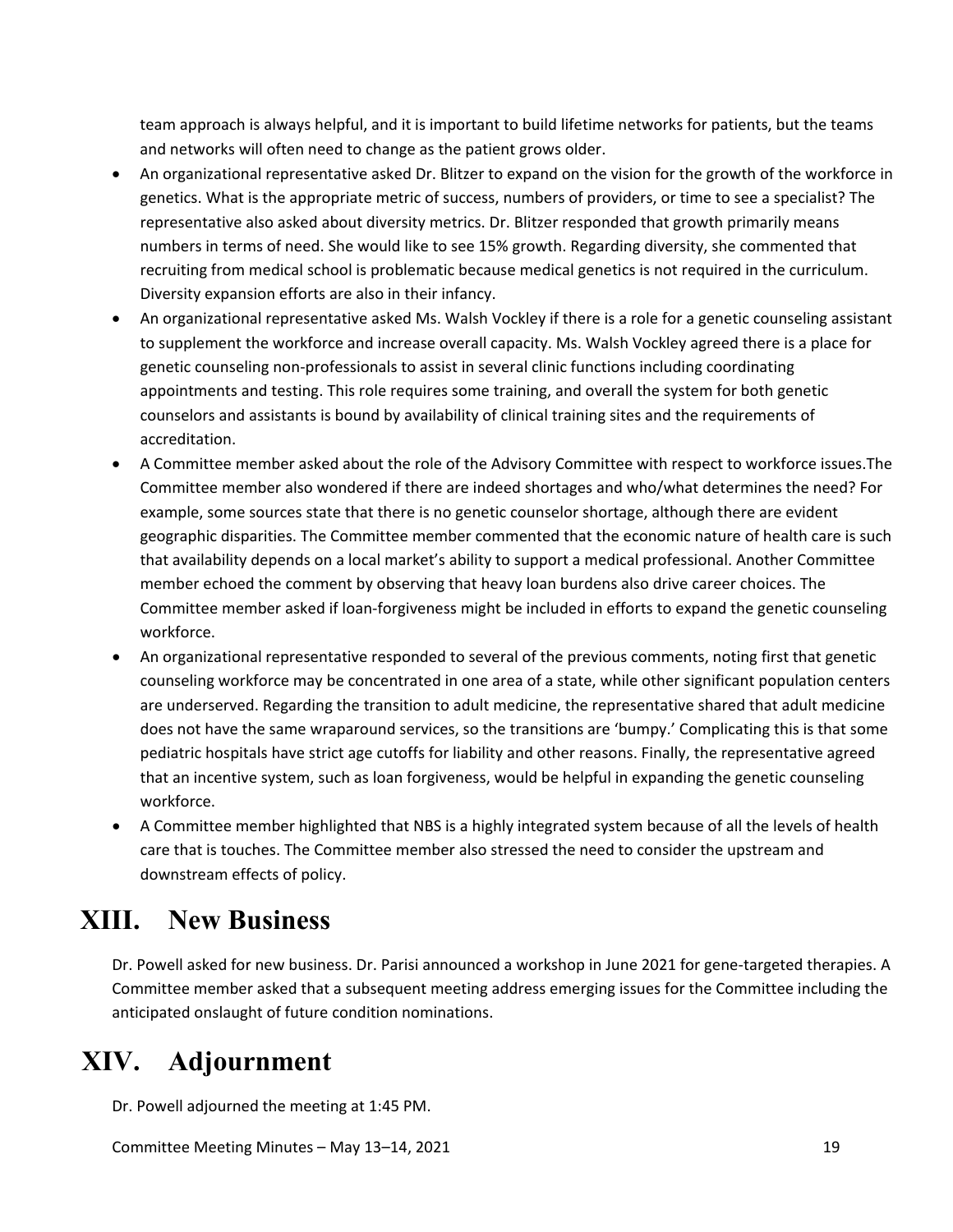team approach is always helpful, and it is important to build lifetime networks for patients, but the teams and networks will often need to change as the patient grows older.

- An organizational representative asked Dr. Blitzer to expand on the vision for the growth of the workforce in genetics. What is the appropriate metric of success, numbers of providers, or time to see a specialist? The representative also asked about diversity metrics. Dr. Blitzer responded that growth primarily means numbers in terms of need. She would like to see 15% growth. Regarding diversity, she commented that recruiting from medical school is problematic because medical genetics is not required in the curriculum. Diversity expansion efforts are also in their infancy.
- An organizational representative asked Ms. Walsh Vockley if there is a role for a genetic counseling assistant to supplement the workforce and increase overall capacity. Ms. Walsh Vockley agreed there is a place for genetic counseling non-professionals to assist in several clinic functions including coordinating appointments and testing. This role requires some training, and overall the system for both genetic counselors and assistants is bound by availability of clinical training sites and the requirements of accreditation.
- A Committee member asked about the role of the Advisory Committee with respect to workforce issues.The Committee member also wondered if there are indeed shortages and who/what determines the need? For example, some sources state that there is no genetic counselor shortage, although there are evident geographic disparities. The Committee member commented that the economic nature of health care is such that availability depends on a local market's ability to support a medical professional. Another Committee member echoed the comment by observing that heavy loan burdens also drive career choices. The Committee member asked if loan-forgiveness might be included in efforts to expand the genetic counseling workforce.
- An organizational representative responded to several of the previous comments, noting first that genetic counseling workforce may be concentrated in one area of a state, while other significant population centers are underserved. Regarding the transition to adult medicine, the representative shared that adult medicine does not have the same wraparound services, so the transitions are 'bumpy.' Complicating this is that some pediatric hospitals have strict age cutoffs for liability and other reasons. Finally, the representative agreed that an incentive system, such as loan forgiveness, would be helpful in expanding the genetic counseling workforce.
- A Committee member highlighted that NBS is a highly integrated system because of all the levels of health care that is touches. The Committee member also stressed the need to consider the upstream and downstream effects of policy.

# XIII. New Business

Dr. Powell asked for new business. Dr. Parisi announced a workshop in June 2021 for gene-targeted therapies. A Committee member asked that a subsequent meeting address emerging issues for the Committee including the anticipated onslaught of future condition nominations.

# XIV. Adjournment

Dr. Powell adjourned the meeting at 1:45 PM.